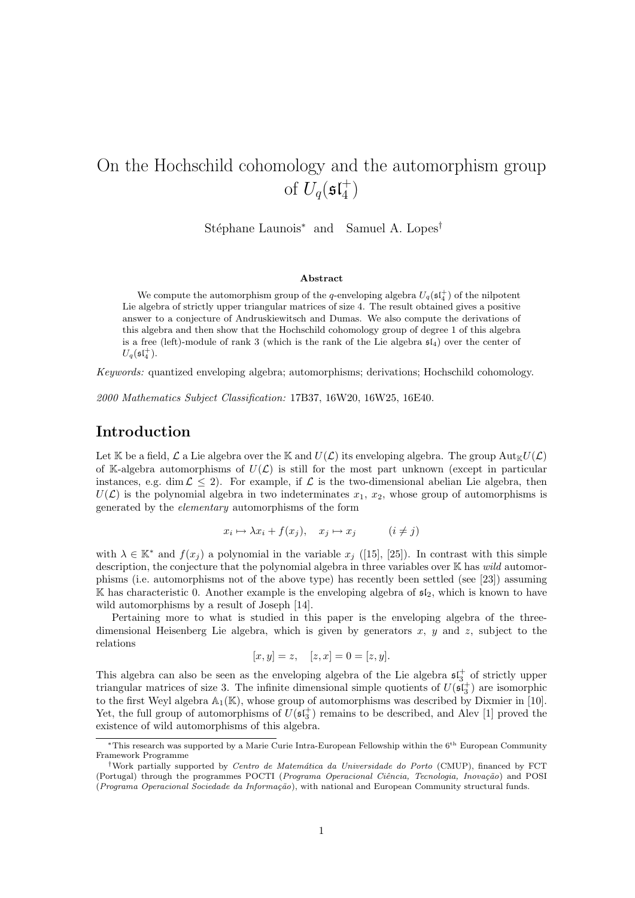# On the Hochschild cohomology and the automorphism group of $U_q(\mathfrak{sl}_4^+)$

Stéphane Launois* and Samuel A. Lopes†

### Abstract

We compute the automorphism group of the $q$-enveloping algebra $U_q(\mathfrak{sl}_4^+)$ of the nilpotent Lie algebra of strictly upper triangular matrices of size 4. The result obtained gives a positive answer to a conjecture of Andruskiewitsch and Dumas. We also compute the derivations of this algebra and then show that the Hochschild cohomology group of degree 1 of this algebra is a free (left)-module of rank 3 (which is the rank of the Lie algebra $\mathfrak{sl}_4$) over the center of $U_q(\mathfrak{sl}_4^+)$.

*Keywords:* quantized enveloping algebra; automorphisms; derivations; Hochschild cohomology.

*2000 Mathematics Subject Classification:* 17B37, 16W20, 16W25, 16E40.

## Introduction

Let $\mathbb{K}$ be a field, $\mathcal{L}$ a Lie algebra over the $\mathbb{K}$ and $U(\mathcal{L})$ its enveloping algebra. The group $\mathrm{Aut}_{\mathbb{K}} U(\mathcal{L})$ of $\mathbb{K}$-algebra automorphisms of $U(\mathcal{L})$ is still for the most part unknown (except in particular instances, e.g. $\dim \mathcal{L} \leq 2$). For example, if $\mathcal{L}$ is the two-dimensional abelian Lie algebra, then $U(\mathcal{L})$ is the polynomial algebra in two indeterminates $x_1$, $x_2$, whose group of automorphisms is generated by the *elementary* automorphisms of the form

$$x_i \mapsto \lambda x_i + f(x_j), \quad x_j \mapsto x_j \qquad (i \neq j)$$

with $\lambda \in \mathbb{K}^*$ and $f(x_j)$ a polynomial in the variable $x_j$ ([15], [25]). In contrast with this simple description, the conjecture that the polynomial algebra in three variables over $\mathbb{K}$ has *wild* automorphisms (i.e. automorphisms not of the above type) has recently been settled (see [23]) assuming $\mathbb{K}$ has characteristic 0. Another example is the enveloping algebra of $\mathfrak{sl}_2$, which is known to have wild automorphisms by a result of Joseph [14].

Pertaining more to what is studied in this paper is the enveloping algebra of the three-dimensional Heisenberg Lie algebra, which is given by generators $x$, $y$ and $z$, subject to the relations

$$[x, y] = z, \quad [z, x] = 0 = [z, y].$$

This algebra can also be seen as the enveloping algebra of the Lie algebra $\mathfrak{sl}_3^+$ of strictly upper triangular matrices of size 3. The infinite dimensional simple quotients of $U(\mathfrak{sl}_3^+)$ are isomorphic to the first Weyl algebra $\mathbb{A}_1(\mathbb{K})$, whose group of automorphisms was described by Dixmier in [10]. Yet, the full group of automorphisms of $U(\mathfrak{sl}_3^+)$ remains to be described, and Alev [1] proved the existence of wild automorphisms of this algebra.

---

*This research was supported by a Marie Curie Intra-European Fellowship within the 6th European Community Framework Programme

†Work partially supported by *Centro de Matemática da Universidade do Porto* (CMUP), financed by FCT (Portugal) through the programmes POCTI (*Programa Operacional Ciência, Tecnologia, Inovação*) and POSI (*Programa Operacional Sociedade da Informação*), with national and European Community structural funds.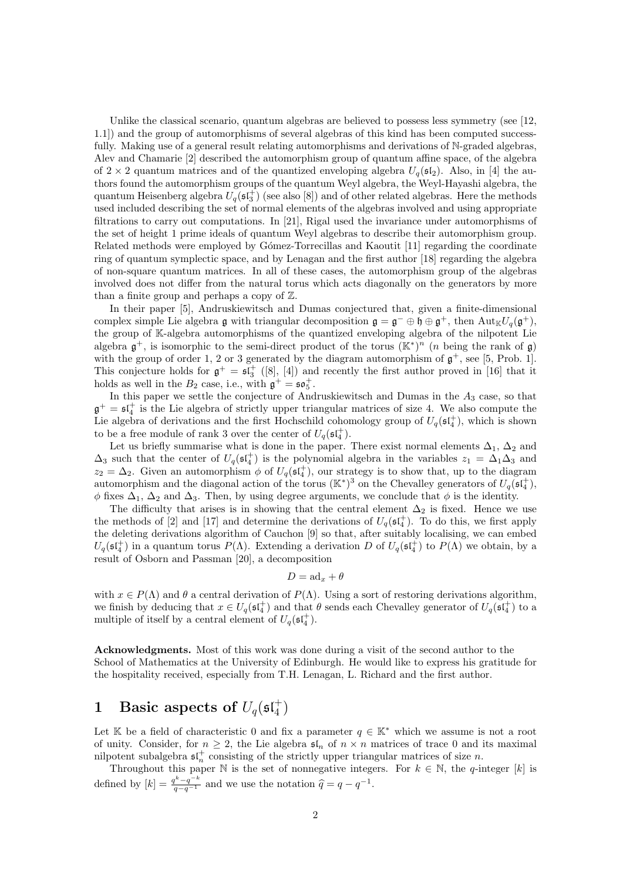Unlike the classical scenario, quantum algebras are believed to possess less symmetry (see [12, 1.1]) and the group of automorphisms of several algebras of this kind has been computed successfully. Making use of a general result relating automorphisms and derivations of $\mathbb{N}$-graded algebras, Alev and Chamarie [2] described the automorphism group of quantum affine space, of the algebra of $2 \times 2$ quantum matrices and of the quantized enveloping algebra $U_q(\mathfrak{sl}_2)$. Also, in [4] the authors found the automorphism groups of the quantum Weyl algebra, the Weyl-Hayashi algebra, the quantum Heisenberg algebra $U_q(\mathfrak{sl}_3^+)$ (see also [8]) and of other related algebras. Here the methods used included describing the set of normal elements of the algebras involved and using appropriate filtrations to carry out computations. In [21], Rigal used the invariance under automorphisms of the set of height 1 prime ideals of quantum Weyl algebras to describe their automorphism group. Related methods were employed by Gómez-Torrecillas and Kaoutit [11] regarding the coordinate ring of quantum symplectic space, and by Lenagan and the first author [18] regarding the algebra of non-square quantum matrices. In all of these cases, the automorphism group of the algebras involved does not differ from the natural torus which acts diagonally on the generators by more than a finite group and perhaps a copy of $\mathbb{Z}$.

In their paper [5], Andruskiewitsch and Dumas conjectured that, given a finite-dimensional complex simple Lie algebra $\mathfrak{g}$ with triangular decomposition $\mathfrak{g} = \mathfrak{g}^- \oplus \mathfrak{h} \oplus \mathfrak{g}^+$, then $\mathrm{Aut}_{\mathbb{K}} U_q(\mathfrak{g}^+)$, the group of $\mathbb{K}$-algebra automorphisms of the quantized enveloping algebra of the nilpotent Lie algebra $\mathfrak{g}^+$, is isomorphic to the semi-direct product of the torus $(\mathbb{K}^*)^n$ ($n$ being the rank of $\mathfrak{g}$) with the group of order 1, 2 or 3 generated by the diagram automorphism of $\mathfrak{g}^+$, see [5, Prob. 1]. This conjecture holds for $\mathfrak{g}^+ = \mathfrak{sl}_3^+$ ([8], [4]) and recently the first author proved in [16] that it holds as well in the $B_2$ case, i.e., with $\mathfrak{g}^+ = \mathfrak{so}_5^+$.

In this paper we settle the conjecture of Andruskiewitsch and Dumas in the $A_3$ case, so that $\mathfrak{g}^+ = \mathfrak{sl}_4^+$ is the Lie algebra of strictly upper triangular matrices of size 4. We also compute the Lie algebra of derivations and the first Hochschild cohomology group of $U_q(\mathfrak{sl}_4^+)$, which is shown to be a free module of rank 3 over the center of $U_q(\mathfrak{sl}_4^+)$.

Let us briefly summarise what is done in the paper. There exist normal elements $\Delta_1$, $\Delta_2$ and $\Delta_3$ such that the center of $U_q(\mathfrak{sl}_4^+)$ is the polynomial algebra in the variables $z_1 = \Delta_1\Delta_3$ and $z_2 = \Delta_2$. Given an automorphism $\phi$ of $U_q(\mathfrak{sl}_4^+)$, our strategy is to show that, up to the diagram automorphism and the diagonal action of the torus $(\mathbb{K}^*)^3$ on the Chevalley generators of $U_q(\mathfrak{sl}_4^+)$, $\phi$ fixes $\Delta_1$, $\Delta_2$ and $\Delta_3$. Then, by using degree arguments, we conclude that $\phi$ is the identity.

The difficulty that arises is in showing that the central element $\Delta_2$ is fixed. Hence we use the methods of [2] and [17] and determine the derivations of $U_q(\mathfrak{sl}_4^+)$. To do this, we first apply the deleting derivations algorithm of Cauchon [9] so that, after suitably localising, we can embed $U_q(\mathfrak{sl}_4^+)$ in a quantum torus $P(\Lambda)$. Extending a derivation $D$ of $U_q(\mathfrak{sl}_4^+)$ to $P(\Lambda)$ we obtain, by a result of Osborn and Passman [20], a decomposition

$$D = \mathrm{ad}_x + \theta$$

with $x \in P(\Lambda)$ and $\theta$ a central derivation of $P(\Lambda)$. Using a sort of restoring derivations algorithm, we finish by deducing that $x \in U_q(\mathfrak{sl}_4^+)$ and that $\theta$ sends each Chevalley generator of $U_q(\mathfrak{sl}_4^+)$ to a multiple of itself by a central element of $U_q(\mathfrak{sl}_4^+)$.

**Acknowledgments.** Most of this work was done during a visit of the second author to the School of Mathematics at the University of Edinburgh. He would like to express his gratitude for the hospitality received, especially from T.H. Lenagan, L. Richard and the first author.

# 1 Basic aspects of $U_q(\mathfrak{sl}_4^+)$

Let $\mathbb{K}$ be a field of characteristic 0 and fix a parameter $q \in \mathbb{K}^*$ which we assume is not a root of unity. Consider, for $n \geq 2$, the Lie algebra $\mathfrak{sl}_n$ of $n \times n$ matrices of trace 0 and its maximal nilpotent subalgebra $\mathfrak{sl}_n^+$ consisting of the strictly upper triangular matrices of size $n$.

Throughout this paper $\mathbb{N}$ is the set of nonnegative integers. For $k \in \mathbb{N}$, the $q$-integer $[k]$ is defined by $[k] = \frac{q^k - q^{-k}}{q - q^{-1}}$ and we use the notation $\widehat{q} = q - q^{-1}$.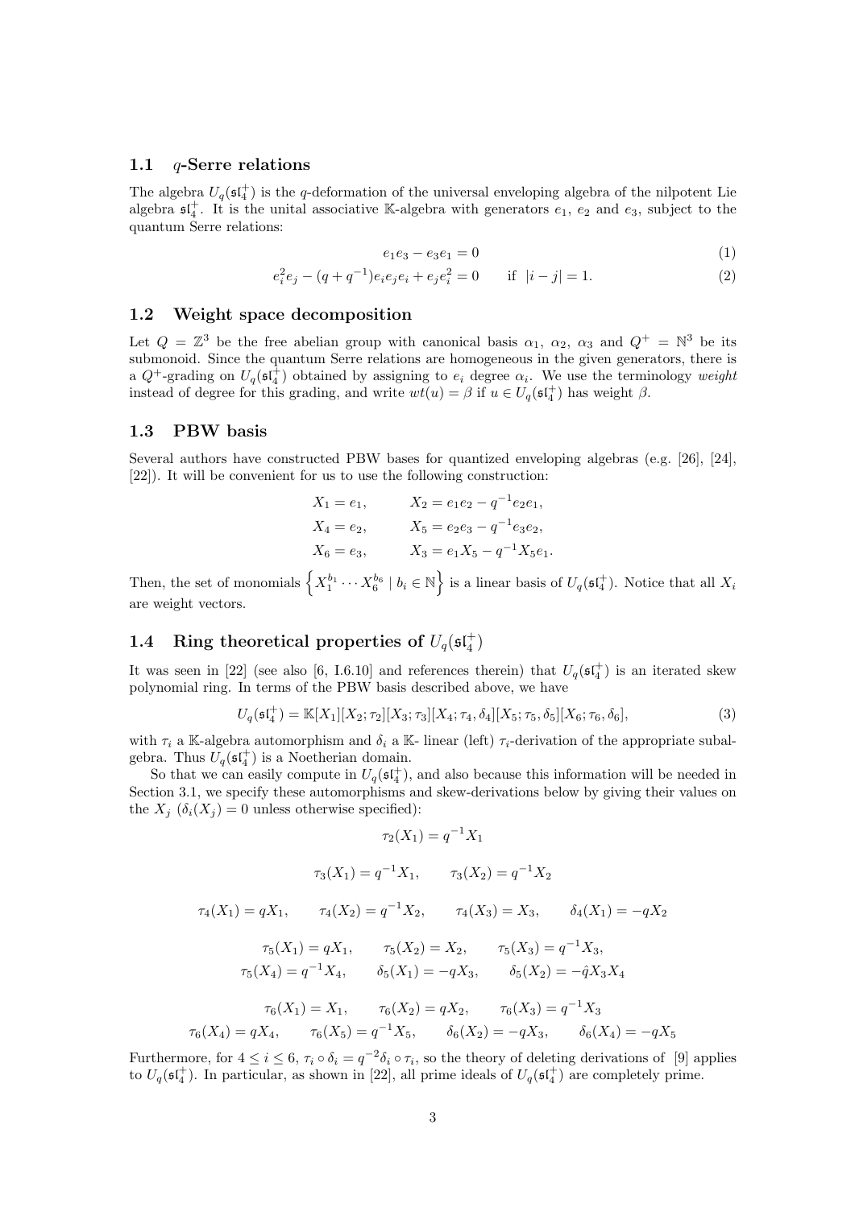### 1.1 $q$-Serre relations

The algebra $U_q(\mathfrak{sl}_4^+)$ is the $q$-deformation of the universal enveloping algebra of the nilpotent Lie algebra $\mathfrak{sl}_4^+$. It is the unital associative $\mathbb{K}$-algebra with generators $e_1$, $e_2$ and $e_3$, subject to the quantum Serre relations:

$$e_1e_3 - e_3e_1 = 0 \tag{1}$$

$$e_i^2e_j - (q+q^{-1})e_ie_je_i + e_je_i^2 = 0 \qquad \text{if } \ |i-j| = 1. \tag{2}$$

### 1.2 Weight space decomposition

Let $Q = \mathbb{Z}^3$ be the free abelian group with canonical basis $\alpha_1$, $\alpha_2$, $\alpha_3$ and $Q^+ = \mathbb{N}^3$ be its submonoid. Since the quantum Serre relations are homogeneous in the given generators, there is a $Q^+$-grading on $U_q(\mathfrak{sl}_4^+)$ obtained by assigning to $e_i$ degree $\alpha_i$. We use the terminology *weight* instead of degree for this grading, and write $wt(u) = \beta$ if $u \in U_q(\mathfrak{sl}_4^+)$ has weight $\beta$.

### 1.3 PBW basis

Several authors have constructed PBW bases for quantized enveloping algebras (e.g. [26], [24], [22]). It will be convenient for us to use the following construction:

$$\begin{aligned}
X_1 &= e_1, & X_2 &= e_1e_2 - q^{-1}e_2e_1,\\
X_4 &= e_2, & X_5 &= e_2e_3 - q^{-1}e_3e_2,\\
X_6 &= e_3, & X_3 &= e_1X_5 - q^{-1}X_5e_1.
\end{aligned}$$

Then, the set of monomials $\left\{X_1^{b_1}\cdots X_6^{b_6} \mid b_i \in \mathbb{N}\right\}$ is a linear basis of $U_q(\mathfrak{sl}_4^+)$. Notice that all $X_i$ are weight vectors.

### 1.4 Ring theoretical properties of $U_q(\mathfrak{sl}_4^+)$

It was seen in [22] (see also [6, I.6.10] and references therein) that $U_q(\mathfrak{sl}_4^+)$ is an iterated skew polynomial ring. In terms of the PBW basis described above, we have

$$U_q(\mathfrak{sl}_4^+) = \mathbb{K}[X_1][X_2;\tau_2][X_3;\tau_3][X_4;\tau_4,\delta_4][X_5;\tau_5,\delta_5][X_6;\tau_6,\delta_6], \tag{3}$$

with $\tau_i$ a $\mathbb{K}$-algebra automorphism and $\delta_i$ a $\mathbb{K}$- linear (left) $\tau_i$-derivation of the appropriate subalgebra. Thus $U_q(\mathfrak{sl}_4^+)$ is a Noetherian domain.

So that we can easily compute in $U_q(\mathfrak{sl}_4^+)$, and also because this information will be needed in Section 3.1, we specify these automorphisms and skew-derivations below by giving their values on the $X_j$ ($\delta_i(X_j) = 0$ unless otherwise specified):

$$\tau_2(X_1) = q^{-1}X_1$$

$$\tau_3(X_1) = q^{-1}X_1, \qquad \tau_3(X_2) = q^{-1}X_2$$

$$\tau_4(X_1) = qX_1, \qquad \tau_4(X_2) = q^{-1}X_2, \qquad \tau_4(X_3) = X_3, \qquad \delta_4(X_1) = -qX_2$$

$$\tau_5(X_1) = qX_1, \qquad \tau_5(X_2) = X_2, \qquad \tau_5(X_3) = q^{-1}X_3,$$
$$\tau_5(X_4) = q^{-1}X_4, \qquad \delta_5(X_1) = -qX_3, \qquad \delta_5(X_2) = -\hat{q}X_3X_4$$

$$\tau_6(X_1) = X_1, \qquad \tau_6(X_2) = qX_2, \qquad \tau_6(X_3) = q^{-1}X_3$$
$$\tau_6(X_4) = qX_4, \qquad \tau_6(X_5) = q^{-1}X_5, \qquad \delta_6(X_2) = -qX_3, \qquad \delta_6(X_4) = -qX_5$$

Furthermore, for $4 \le i \le 6$, $\tau_i \circ \delta_i = q^{-2}\delta_i \circ \tau_i$, so the theory of deleting derivations of [9] applies to $U_q(\mathfrak{sl}_4^+)$. In particular, as shown in [22], all prime ideals of $U_q(\mathfrak{sl}_4^+)$ are completely prime.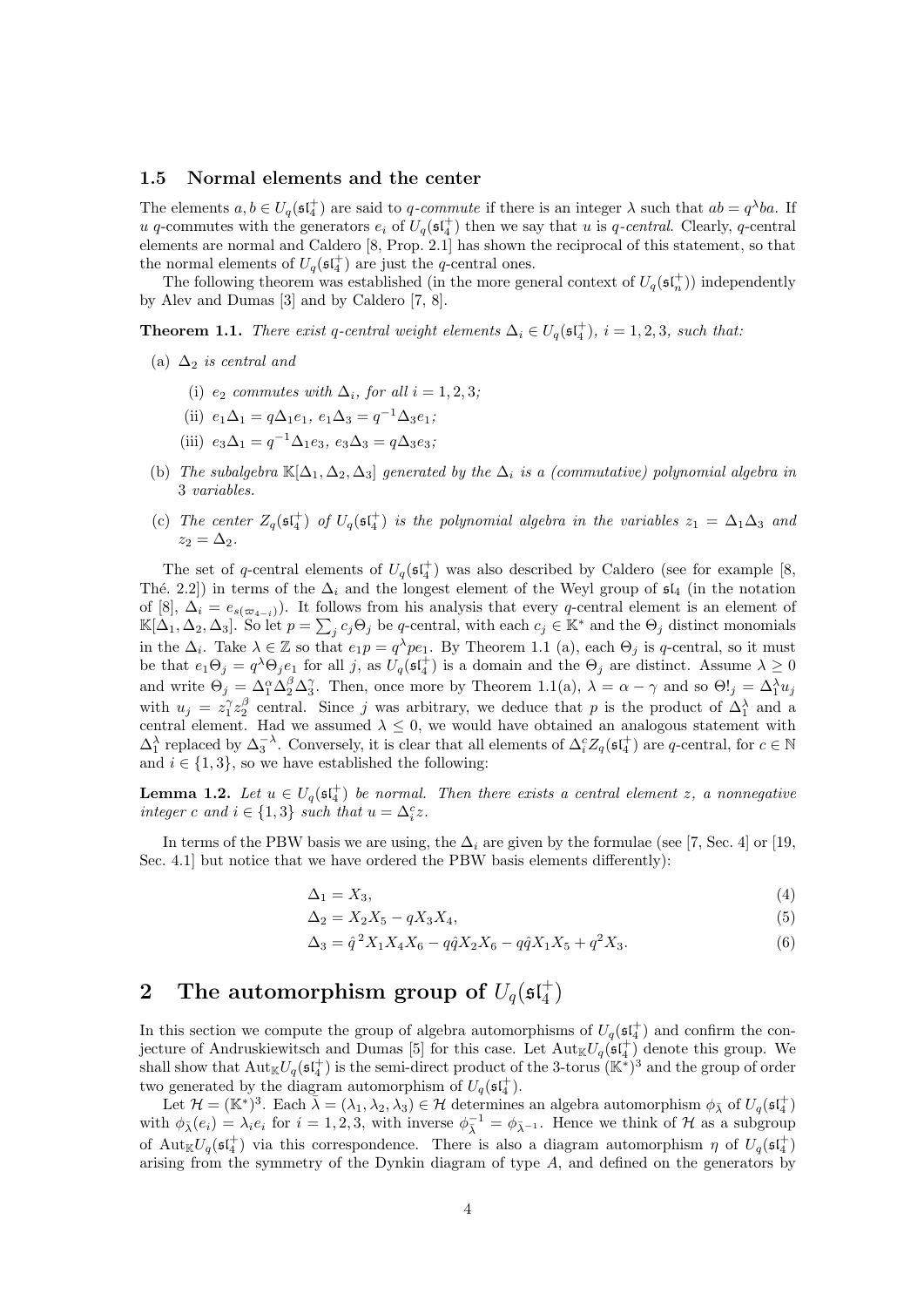### 1.5 Normal elements and the center

The elements $a, b \in U_q(\mathfrak{sl}_4^+)$ are said to *q-commute* if there is an integer $\lambda$ such that $ab = q^\lambda ba$. If $u$ $q$-commutes with the generators $e_i$ of $U_q(\mathfrak{sl}_4^+)$ then we say that $u$ is *q-central*. Clearly, $q$-central elements are normal and Caldero [8, Prop. 2.1] has shown the reciprocal of this statement, so that the normal elements of $U_q(\mathfrak{sl}_4^+)$ are just the $q$-central ones.

The following theorem was established (in the more general context of $U_q(\mathfrak{sl}_n^+)$) independently by Alev and Dumas [3] and by Caldero [7, 8].

**Theorem 1.1.** *There exist q-central weight elements $\Delta_i \in U_q(\mathfrak{sl}_4^+)$, $i = 1, 2, 3$, such that:*

(a) *$\Delta_2$ is central and*

  (i) *$e_2$ commutes with $\Delta_i$, for all $i = 1, 2, 3$;*

  (ii) *$e_1\Delta_1 = q\Delta_1 e_1$, $e_1\Delta_3 = q^{-1}\Delta_3 e_1$;*

  (iii) *$e_3\Delta_1 = q^{-1}\Delta_1 e_3$, $e_3\Delta_3 = q\Delta_3 e_3$;*

(b) *The subalgebra $\mathbb{K}[\Delta_1, \Delta_2, \Delta_3]$ generated by the $\Delta_i$ is a (commutative) polynomial algebra in 3 variables.*

(c) *The center $Z_q(\mathfrak{sl}_4^+)$ of $U_q(\mathfrak{sl}_4^+)$ is the polynomial algebra in the variables $z_1 = \Delta_1\Delta_3$ and $z_2 = \Delta_2$.*

The set of $q$-central elements of $U_q(\mathfrak{sl}_4^+)$ was also described by Caldero (see for example [8, Thé. 2.2]) in terms of the $\Delta_i$ and the longest element of the Weyl group of $\mathfrak{sl}_4$ (in the notation of [8], $\Delta_i = e_{s(\varpi_{4-i})}$). It follows from his analysis that every $q$-central element is an element of $\mathbb{K}[\Delta_1, \Delta_2, \Delta_3]$. So let $p = \sum_j c_j\Theta_j$ be $q$-central, with each $c_j \in \mathbb{K}^*$ and the $\Theta_j$ distinct monomials in the $\Delta_i$. Take $\lambda \in \mathbb{Z}$ so that $e_1 p = q^\lambda p e_1$. By Theorem 1.1 (a), each $\Theta_j$ is $q$-central, so it must be that $e_1\Theta_j = q^\lambda\Theta_j e_1$ for all $j$, as $U_q(\mathfrak{sl}_4^+)$ is a domain and the $\Theta_j$ are distinct. Assume $\lambda \geq 0$ and write $\Theta_j = \Delta_1^\alpha\Delta_2^\beta\Delta_3^\gamma$. Then, once more by Theorem 1.1(a), $\lambda = \alpha - \gamma$ and so $\Theta!_j = \Delta_1^\lambda u_j$ with $u_j = z_1^\gamma z_2^\beta$ central. Since $j$ was arbitrary, we deduce that $p$ is the product of $\Delta_1^\lambda$ and a central element. Had we assumed $\lambda \leq 0$, we would have obtained an analogous statement with $\Delta_1^\lambda$ replaced by $\Delta_3^{-\lambda}$. Conversely, it is clear that all elements of $\Delta_i^c Z_q(\mathfrak{sl}_4^+)$ are $q$-central, for $c \in \mathbb{N}$ and $i \in \{1, 3\}$, so we have established the following:

**Lemma 1.2.** *Let $u \in U_q(\mathfrak{sl}_4^+)$ be normal. Then there exists a central element $z$, a nonnegative integer $c$ and $i \in \{1, 3\}$ such that $u = \Delta_i^c z$.*

In terms of the PBW basis we are using, the $\Delta_i$ are given by the formulae (see [7, Sec. 4] or [19, Sec. 4.1] but notice that we have ordered the PBW basis elements differently):

$$\Delta_1 = X_3, \tag{4}$$

$$\Delta_2 = X_2X_5 - qX_3X_4, \tag{5}$$

$$\Delta_3 = \hat{q}^{\,2}X_1X_4X_6 - q\hat{q}X_2X_6 - q\hat{q}X_1X_5 + q^2X_3. \tag{6}$$

## 2 The automorphism group of $U_q(\mathfrak{sl}_4^+)$

In this section we compute the group of algebra automorphisms of $U_q(\mathfrak{sl}_4^+)$ and confirm the conjecture of Andruskiewitsch and Dumas [5] for this case. Let $\mathrm{Aut}_{\mathbb{K}}U_q(\mathfrak{sl}_4^+)$ denote this group. We shall show that $\mathrm{Aut}_{\mathbb{K}}U_q(\mathfrak{sl}_4^+)$ is the semi-direct product of the 3-torus $(\mathbb{K}^*)^3$ and the group of order two generated by the diagram automorphism of $U_q(\mathfrak{sl}_4^+)$.

Let $\mathcal{H} = (\mathbb{K}^*)^3$. Each $\bar{\lambda} = (\lambda_1, \lambda_2, \lambda_3) \in \mathcal{H}$ determines an algebra automorphism $\phi_{\bar{\lambda}}$ of $U_q(\mathfrak{sl}_4^+)$ with $\phi_{\bar{\lambda}}(e_i) = \lambda_i e_i$ for $i = 1, 2, 3$, with inverse $\phi_{\bar{\lambda}}^{-1} = \phi_{\bar{\lambda}^{-1}}$. Hence we think of $\mathcal{H}$ as a subgroup of $\mathrm{Aut}_{\mathbb{K}}U_q(\mathfrak{sl}_4^+)$ via this correspondence. There is also a diagram automorphism $\eta$ of $U_q(\mathfrak{sl}_4^+)$ arising from the symmetry of the Dynkin diagram of type $A$, and defined on the generators by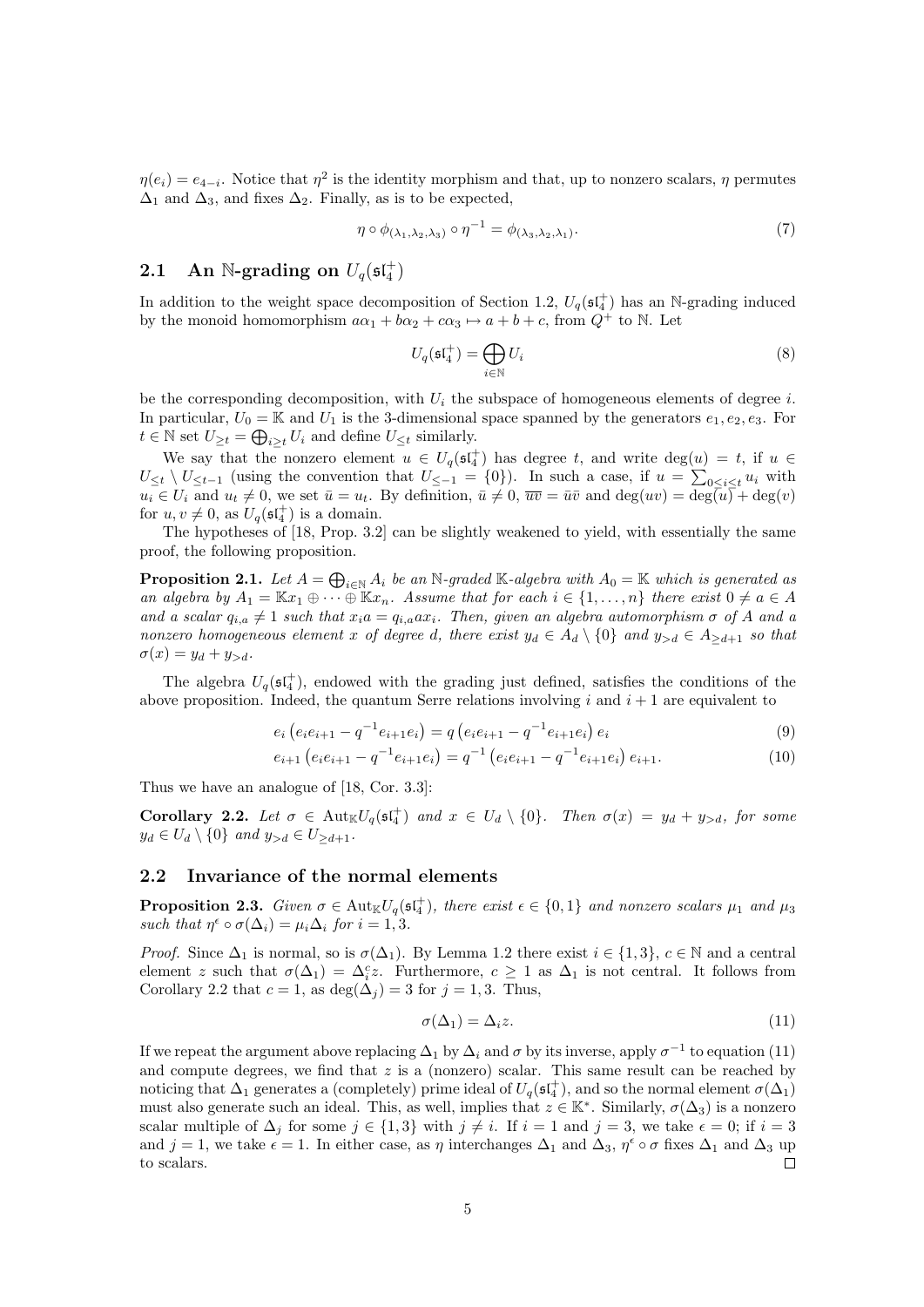$\eta(e_i) = e_{4-i}$. Notice that $\eta^2$ is the identity morphism and that, up to nonzero scalars, $\eta$ permutes $\Delta_1$ and $\Delta_3$, and fixes $\Delta_2$. Finally, as is to be expected,

$$\eta \circ \phi_{(\lambda_1,\lambda_2,\lambda_3)} \circ \eta^{-1} = \phi_{(\lambda_3,\lambda_2,\lambda_1)}. \tag{7}$$

## 2.1 An $\mathbb{N}$-grading on $U_q(\mathfrak{sl}_4^+)$

In addition to the weight space decomposition of Section 1.2, $U_q(\mathfrak{sl}_4^+)$ has an $\mathbb{N}$-grading induced by the monoid homomorphism $a\alpha_1 + b\alpha_2 + c\alpha_3 \mapsto a + b + c$, from $Q^+$ to $\mathbb{N}$. Let

$$U_q(\mathfrak{sl}_4^+) = \bigoplus_{i\in\mathbb{N}} U_i \tag{8}$$

be the corresponding decomposition, with $U_i$ the subspace of homogeneous elements of degree $i$. In particular, $U_0 = \mathbb{K}$ and $U_1$ is the 3-dimensional space spanned by the generators $e_1, e_2, e_3$. For $t \in \mathbb{N}$ set $U_{\geq t} = \bigoplus_{i\geq t} U_i$ and define $U_{\leq t}$ similarly.

We say that the nonzero element $u \in U_q(\mathfrak{sl}_4^+)$ has degree $t$, and write $\deg(u) = t$, if $u \in U_{\leq t} \setminus U_{\leq t-1}$ (using the convention that $U_{\leq -1} = \{0\}$). In such a case, if $u = \sum_{0\leq i\leq t} u_i$ with $u_i \in U_i$ and $u_t \neq 0$, we set $\bar{u} = u_t$. By definition, $\bar{u} \neq 0$, $\overline{uv} = \bar{u}\bar{v}$ and $\deg(uv) = \deg(u) + \deg(v)$ for $u, v \neq 0$, as $U_q(\mathfrak{sl}_4^+)$ is a domain.

The hypotheses of [18, Prop. 3.2] can be slightly weakened to yield, with essentially the same proof, the following proposition.

**Proposition 2.1.** *Let $A = \bigoplus_{i\in\mathbb{N}} A_i$ be an $\mathbb{N}$-graded $\mathbb{K}$-algebra with $A_0 = \mathbb{K}$ which is generated as an algebra by $A_1 = \mathbb{K}x_1 \oplus \cdots \oplus \mathbb{K}x_n$. Assume that for each $i \in \{1, \ldots, n\}$ there exist $0 \neq a \in A$ and a scalar $q_{i,a} \neq 1$ such that $x_i a = q_{i,a} a x_i$. Then, given an algebra automorphism $\sigma$ of $A$ and a nonzero homogeneous element $x$ of degree $d$, there exist $y_d \in A_d \setminus \{0\}$ and $y_{>d} \in A_{\geq d+1}$ so that $\sigma(x) = y_d + y_{>d}$.*

The algebra $U_q(\mathfrak{sl}_4^+)$, endowed with the grading just defined, satisfies the conditions of the above proposition. Indeed, the quantum Serre relations involving $i$ and $i+1$ are equivalent to

$$e_i \left(e_i e_{i+1} - q^{-1} e_{i+1} e_i\right) = q \left(e_i e_{i+1} - q^{-1} e_{i+1} e_i\right) e_i \tag{9}$$

$$e_{i+1} \left(e_i e_{i+1} - q^{-1} e_{i+1} e_i\right) = q^{-1} \left(e_i e_{i+1} - q^{-1} e_{i+1} e_i\right) e_{i+1}. \tag{10}$$

Thus we have an analogue of [18, Cor. 3.3]:

**Corollary 2.2.** *Let $\sigma \in \mathrm{Aut}_{\mathbb{K}} U_q(\mathfrak{sl}_4^+)$ and $x \in U_d \setminus \{0\}$. Then $\sigma(x) = y_d + y_{>d}$, for some $y_d \in U_d \setminus \{0\}$ and $y_{>d} \in U_{\geq d+1}$.*

## 2.2 Invariance of the normal elements

**Proposition 2.3.** *Given $\sigma \in \mathrm{Aut}_{\mathbb{K}} U_q(\mathfrak{sl}_4^+)$, there exist $\epsilon \in \{0, 1\}$ and nonzero scalars $\mu_1$ and $\mu_3$ such that $\eta^\epsilon \circ \sigma(\Delta_i) = \mu_i \Delta_i$ for $i = 1, 3$.*

*Proof.* Since $\Delta_1$ is normal, so is $\sigma(\Delta_1)$. By Lemma 1.2 there exist $i \in \{1, 3\}$, $c \in \mathbb{N}$ and a central element $z$ such that $\sigma(\Delta_1) = \Delta_i^c z$. Furthermore, $c \geq 1$ as $\Delta_1$ is not central. It follows from Corollary 2.2 that $c = 1$, as $\deg(\Delta_j) = 3$ for $j = 1, 3$. Thus,

$$\sigma(\Delta_1) = \Delta_i z. \tag{11}$$

If we repeat the argument above replacing $\Delta_1$ by $\Delta_i$ and $\sigma$ by its inverse, apply $\sigma^{-1}$ to equation (11) and compute degrees, we find that $z$ is a (nonzero) scalar. This same result can be reached by noticing that $\Delta_1$ generates a (completely) prime ideal of $U_q(\mathfrak{sl}_4^+)$, and so the normal element $\sigma(\Delta_1)$ must also generate such an ideal. This, as well, implies that $z \in \mathbb{K}^*$. Similarly, $\sigma(\Delta_3)$ is a nonzero scalar multiple of $\Delta_j$ for some $j \in \{1, 3\}$ with $j \neq i$. If $i = 1$ and $j = 3$, we take $\epsilon = 0$; if $i = 3$ and $j = 1$, we take $\epsilon = 1$. In either case, as $\eta$ interchanges $\Delta_1$ and $\Delta_3$, $\eta^\epsilon \circ \sigma$ fixes $\Delta_1$ and $\Delta_3$ up to scalars. □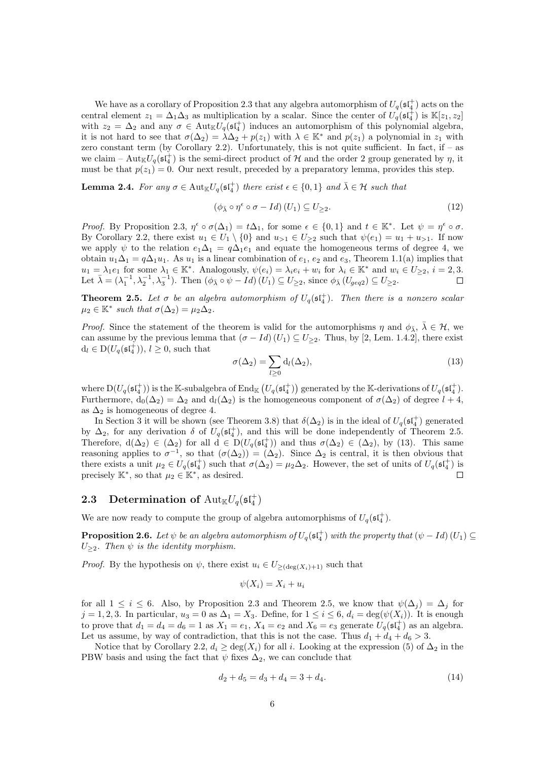We have as a corollary of Proposition 2.3 that any algebra automorphism of $U_q(\mathfrak{sl}_4^+)$ acts on the central element $z_1 = \Delta_1\Delta_3$ as multiplication by a scalar. Since the center of $U_q(\mathfrak{sl}_4^+)$ is $\mathbb{K}[z_1, z_2]$ with $z_2 = \Delta_2$ and any $\sigma \in \mathrm{Aut}_{\mathbb{K}}U_q(\mathfrak{sl}_4^+)$ induces an automorphism of this polynomial algebra, it is not hard to see that $\sigma(\Delta_2) = \lambda\Delta_2 + p(z_1)$ with $\lambda \in \mathbb{K}^*$ and $p(z_1)$ a polynomial in $z_1$ with zero constant term (by Corollary 2.2). Unfortunately, this is not quite sufficient. In fact, if – as we claim – $\mathrm{Aut}_{\mathbb{K}}U_q(\mathfrak{sl}_4^+)$ is the semi-direct product of $\mathcal{H}$ and the order 2 group generated by $\eta$, it must be that $p(z_1) = 0$. Our next result, preceded by a preparatory lemma, provides this step.

**Lemma 2.4.** *For any $\sigma \in \mathrm{Aut}_{\mathbb{K}}U_q(\mathfrak{sl}_4^+)$ there exist $\epsilon \in \{0, 1\}$ and $\bar\lambda \in \mathcal{H}$ such that*

$$(\phi_{\bar\lambda} \circ \eta^\epsilon \circ \sigma - Id)(U_1) \subseteq U_{\geq 2}. \tag{12}$$

*Proof.* By Proposition 2.3, $\eta^\epsilon \circ \sigma(\Delta_1) = t\Delta_1$, for some $\epsilon \in \{0, 1\}$ and $t \in \mathbb{K}^*$. Let $\psi = \eta^\epsilon \circ \sigma$. By Corollary 2.2, there exist $u_1 \in U_1 \setminus \{0\}$ and $u_{>1} \in U_{\geq 2}$ such that $\psi(e_1) = u_1 + u_{>1}$. If now we apply $\psi$ to the relation $e_1\Delta_1 = q\Delta_1 e_1$ and equate the homogeneous terms of degree 4, we obtain $u_1\Delta_1 = q\Delta_1 u_1$. As $u_1$ is a linear combination of $e_1$, $e_2$ and $e_3$, Theorem 1.1(a) implies that $u_1 = \lambda_1 e_1$ for some $\lambda_1 \in \mathbb{K}^*$. Analogously, $\psi(e_i) = \lambda_i e_i + w_i$ for $\lambda_i \in \mathbb{K}^*$ and $w_i \in U_{\geq 2}$, $i = 2, 3$. Let $\bar\lambda = (\lambda_1^{-1}, \lambda_2^{-1}, \lambda_3^{-1})$. Then $(\phi_{\bar\lambda} \circ \psi - Id)(U_1) \subseteq U_{\geq 2}$, since $\phi_{\bar\lambda}(U_{geq2}) \subseteq U_{\geq 2}$. $\square$

**Theorem 2.5.** *Let $\sigma$ be an algebra automorphism of $U_q(\mathfrak{sl}_4^+)$. Then there is a nonzero scalar $\mu_2 \in \mathbb{K}^*$ such that $\sigma(\Delta_2) = \mu_2\Delta_2$.*

*Proof.* Since the statement of the theorem is valid for the automorphisms $\eta$ and $\phi_{\bar\lambda}$, $\bar\lambda \in \mathcal{H}$, we can assume by the previous lemma that $(\sigma - Id)(U_1) \subseteq U_{\geq 2}$. Thus, by [2, Lem. 1.4.2], there exist $\mathrm{d}_l \in \mathrm{D}(U_q(\mathfrak{sl}_4^+))$, $l \geq 0$, such that

$$\sigma(\Delta_2) = \sum_{l \geq 0} \mathrm{d}_l(\Delta_2), \tag{13}$$

where $\mathrm{D}(U_q(\mathfrak{sl}_4^+))$ is the $\mathbb{K}$-subalgebra of $\mathrm{End}_{\mathbb{K}}\left(U_q(\mathfrak{sl}_4^+)\right)$ generated by the $\mathbb{K}$-derivations of $U_q(\mathfrak{sl}_4^+)$. Furthermore, $\mathrm{d}_0(\Delta_2) = \Delta_2$ and $\mathrm{d}_l(\Delta_2)$ is the homogeneous component of $\sigma(\Delta_2)$ of degree $l + 4$, as $\Delta_2$ is homogeneous of degree 4.

In Section 3 it will be shown (see Theorem 3.8) that $\delta(\Delta_2)$ is in the ideal of $U_q(\mathfrak{sl}_4^+)$ generated by $\Delta_2$, for any derivation $\delta$ of $U_q(\mathfrak{sl}_4^+)$, and this will be done independently of Theorem 2.5. Therefore, $\mathrm{d}(\Delta_2) \in (\Delta_2)$ for all $\mathrm{d} \in \mathrm{D}(U_q(\mathfrak{sl}_4^+))$ and thus $\sigma(\Delta_2) \in (\Delta_2)$, by (13). This same reasoning applies to $\sigma^{-1}$, so that $(\sigma(\Delta_2)) = (\Delta_2)$. Since $\Delta_2$ is central, it is then obvious that there exists a unit $\mu_2 \in U_q(\mathfrak{sl}_4^+)$ such that $\sigma(\Delta_2) = \mu_2\Delta_2$. However, the set of units of $U_q(\mathfrak{sl}_4^+)$ is precisely $\mathbb{K}^*$, so that $\mu_2 \in \mathbb{K}^*$, as desired. $\square$

## 2.3 Determination of $\mathrm{Aut}_{\mathbb{K}}U_q(\mathfrak{sl}_4^+)$

We are now ready to compute the group of algebra automorphisms of $U_q(\mathfrak{sl}_4^+)$.

**Proposition 2.6.** *Let $\psi$ be an algebra automorphism of $U_q(\mathfrak{sl}_4^+)$ with the property that $(\psi - Id)(U_1) \subseteq U_{\geq 2}$. Then $\psi$ is the identity morphism.*

*Proof.* By the hypothesis on $\psi$, there exist $u_i \in U_{\geq(\deg(X_i)+1)}$ such that

$$\psi(X_i) = X_i + u_i$$

for all $1 \leq i \leq 6$. Also, by Proposition 2.3 and Theorem 2.5, we know that $\psi(\Delta_j) = \Delta_j$ for $j = 1, 2, 3$. In particular, $u_3 = 0$ as $\Delta_1 = X_3$. Define, for $1 \leq i \leq 6$, $d_i = \deg(\psi(X_i))$. It is enough to prove that $d_1 = d_4 = d_6 = 1$ as $X_1 = e_1$, $X_4 = e_2$ and $X_6 = e_3$ generate $U_q(\mathfrak{sl}_4^+)$ as an algebra. Let us assume, by way of contradiction, that this is not the case. Thus $d_1 + d_4 + d_6 > 3$.

Notice that by Corollary 2.2, $d_i \geq \deg(X_i)$ for all $i$. Looking at the expression (5) of $\Delta_2$ in the PBW basis and using the fact that $\psi$ fixes $\Delta_2$, we can conclude that

$$d_2 + d_5 = d_3 + d_4 = 3 + d_4. \tag{14}$$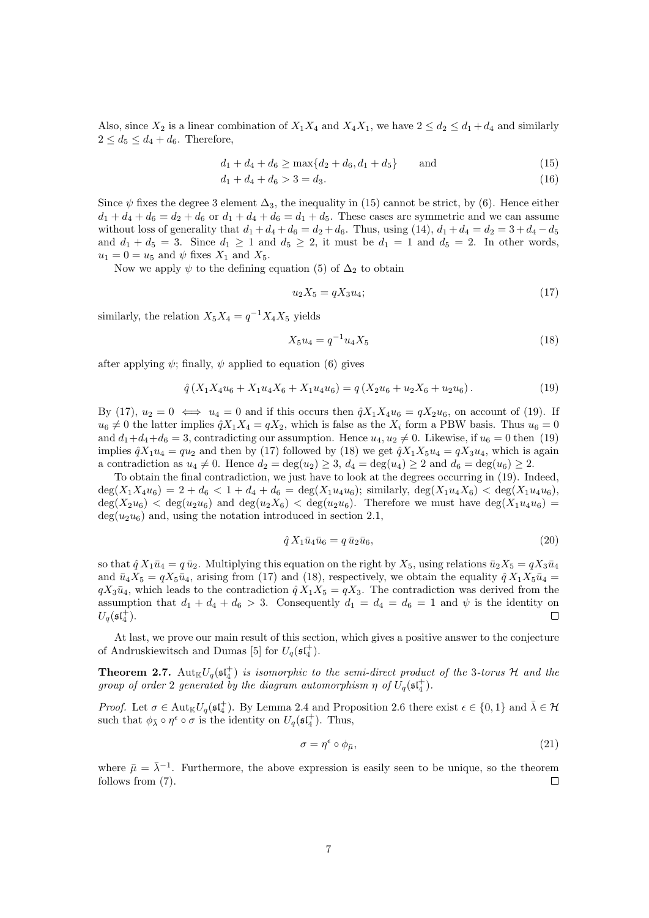Also, since $X_2$ is a linear combination of $X_1X_4$ and $X_4X_1$, we have $2 \leq d_2 \leq d_1 + d_4$ and similarly $2 \leq d_5 \leq d_4 + d_6$. Therefore,

$$d_1 + d_4 + d_6 \geq \max\{d_2 + d_6, d_1 + d_5\} \qquad \text{and} \tag{15}$$

$$d_1 + d_4 + d_6 > 3 = d_3. \tag{16}$$

Since $\psi$ fixes the degree 3 element $\Delta_3$, the inequality in (15) cannot be strict, by (6). Hence either $d_1 + d_4 + d_6 = d_2 + d_6$ or $d_1 + d_4 + d_6 = d_1 + d_5$. These cases are symmetric and we can assume without loss of generality that $d_1 + d_4 + d_6 = d_2 + d_6$. Thus, using (14), $d_1 + d_4 = d_2 = 3 + d_4 - d_5$ and $d_1 + d_5 = 3$. Since $d_1 \geq 1$ and $d_5 \geq 2$, it must be $d_1 = 1$ and $d_5 = 2$. In other words, $u_1 = 0 = u_5$ and $\psi$ fixes $X_1$ and $X_5$.

Now we apply $\psi$ to the defining equation (5) of $\Delta_2$ to obtain

$$u_2 X_5 = q X_3 u_4; \tag{17}$$

similarly, the relation $X_5 X_4 = q^{-1} X_4 X_5$ yields

$$X_5 u_4 = q^{-1} u_4 X_5 \tag{18}$$

after applying $\psi$; finally, $\psi$ applied to equation (6) gives

$$\hat{q}\left(X_1 X_4 u_6 + X_1 u_4 X_6 + X_1 u_4 u_6\right) = q\left(X_2 u_6 + u_2 X_6 + u_2 u_6\right). \tag{19}$$

By (17), $u_2 = 0 \iff u_4 = 0$ and if this occurs then $\hat{q} X_1 X_4 u_6 = q X_2 u_6$, on account of (19). If $u_6 \neq 0$ the latter implies $\hat{q} X_1 X_4 = q X_2$, which is false as the $X_i$ form a PBW basis. Thus $u_6 = 0$ and $d_1 + d_4 + d_6 = 3$, contradicting our assumption. Hence $u_4, u_2 \neq 0$. Likewise, if $u_6 = 0$ then (19) implies $\hat{q} X_1 u_4 = q u_2$ and then by (17) followed by (18) we get $\hat{q} X_1 X_5 u_4 = q X_3 u_4$, which is again a contradiction as $u_4 \neq 0$. Hence $d_2 = \deg(u_2) \geq 3$, $d_4 = \deg(u_4) \geq 2$ and $d_6 = \deg(u_6) \geq 2$.

To obtain the final contradiction, we just have to look at the degrees occurring in (19). Indeed, $\deg(X_1 X_4 u_6) = 2 + d_6 < 1 + d_4 + d_6 = \deg(X_1 u_4 u_6)$; similarly, $\deg(X_1 u_4 X_6) < \deg(X_1 u_4 u_6)$, $\deg(X_2 u_6) < \deg(u_2 u_6)$ and $\deg(u_2 X_6) < \deg(u_2 u_6)$. Therefore we must have $\deg(X_1 u_4 u_6) = \deg(u_2 u_6)$ and, using the notation introduced in section 2.1,

$$\hat{q}\, X_1 \bar{u}_4 \bar{u}_6 = q\, \bar{u}_2 \bar{u}_6, \tag{20}$$

so that $\hat{q}\, X_1 \bar{u}_4 = q\, \bar{u}_2$. Multiplying this equation on the right by $X_5$, using relations $\bar{u}_2 X_5 = q X_3 \bar{u}_4$ and $\bar{u}_4 X_5 = q X_5 \bar{u}_4$, arising from (17) and (18), respectively, we obtain the equality $\hat{q}\, X_1 X_5 \bar{u}_4 = q X_3 \bar{u}_4$, which leads to the contradiction $\hat{q}\, X_1 X_5 = q X_3$. The contradiction was derived from the assumption that $d_1 + d_4 + d_6 > 3$. Consequently $d_1 = d_4 = d_6 = 1$ and $\psi$ is the identity on $U_q(\mathfrak{sl}_4^+)$. $\square$

At last, we prove our main result of this section, which gives a positive answer to the conjecture of Andruskiewitsch and Dumas [5] for $U_q(\mathfrak{sl}_4^+)$.

**Theorem 2.7.** *$\mathrm{Aut}_{\mathbb{K}} U_q(\mathfrak{sl}_4^+)$ is isomorphic to the semi-direct product of the 3-torus $\mathcal{H}$ and the group of order 2 generated by the diagram automorphism $\eta$ of $U_q(\mathfrak{sl}_4^+)$.*

*Proof.* Let $\sigma \in \mathrm{Aut}_{\mathbb{K}} U_q(\mathfrak{sl}_4^+)$. By Lemma 2.4 and Proposition 2.6 there exist $\epsilon \in \{0, 1\}$ and $\bar{\lambda} \in \mathcal{H}$ such that $\phi_{\bar{\lambda}} \circ \eta^{\epsilon} \circ \sigma$ is the identity on $U_q(\mathfrak{sl}_4^+)$. Thus,

$$\sigma = \eta^{\epsilon} \circ \phi_{\bar{\mu}}, \tag{21}$$

where $\bar{\mu} = \bar{\lambda}^{-1}$. Furthermore, the above expression is easily seen to be unique, so the theorem follows from (7). $\square$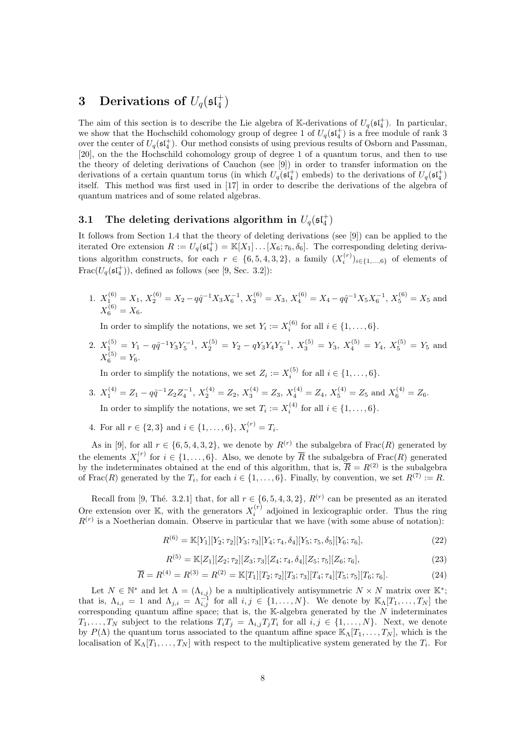## 3 Derivations of $U_q(\mathfrak{sl}_4^+)$

The aim of this section is to describe the Lie algebra of $\mathbb{K}$-derivations of $U_q(\mathfrak{sl}_4^+)$. In particular, we show that the Hochschild cohomology group of degree 1 of $U_q(\mathfrak{sl}_4^+)$ is a free module of rank 3 over the center of $U_q(\mathfrak{sl}_4^+)$. Our method consists of using previous results of Osborn and Passman, [20], on the the Hochschild cohomology group of degree 1 of a quantum torus, and then to use the theory of deleting derivations of Cauchon (see [9]) in order to transfer information on the derivations of a certain quantum torus (in which $U_q(\mathfrak{sl}_4^+)$ embeds) to the derivations of $U_q(\mathfrak{sl}_4^+)$ itself. This method was first used in [17] in order to describe the derivations of the algebra of quantum matrices and of some related algebras.

### 3.1 The deleting derivations algorithm in $U_q(\mathfrak{sl}_4^+)$

It follows from Section 1.4 that the theory of deleting derivations (see [9]) can be applied to the iterated Ore extension $R := U_q(\mathfrak{sl}_4^+) = \mathbb{K}[X_1]\dots[X_6;\tau_6,\delta_6]$. The corresponding deleting derivations algorithm constructs, for each $r \in \{6,5,4,3,2\}$, a family $(X_i^{(r)})_{i\in\{1,\dots,6\}}$ of elements of $\mathrm{Frac}(U_q(\mathfrak{sl}_4^+))$, defined as follows (see [9, Sec. 3.2]):

1. $X_1^{(6)} = X_1$, $X_2^{(6)} = X_2 - q\hat{q}^{-1}X_3X_6^{-1}$, $X_3^{(6)} = X_3$, $X_4^{(6)} = X_4 - q\hat{q}^{-1}X_5X_6^{-1}$, $X_5^{(6)} = X_5$ and $X_6^{(6)} = X_6$.

   In order to simplify the notations, we set $Y_i := X_i^{(6)}$ for all $i \in \{1,\dots,6\}$.

2. $X_1^{(5)} = Y_1 - q\hat{q}^{-1}Y_3Y_5^{-1}$, $X_2^{(5)} = Y_2 - qY_3Y_4Y_5^{-1}$, $X_3^{(5)} = Y_3$, $X_4^{(5)} = Y_4$, $X_5^{(5)} = Y_5$ and $X_6^{(5)} = Y_6$.

   In order to simplify the notations, we set $Z_i := X_i^{(5)}$ for all $i \in \{1,\dots,6\}$.

3. $X_1^{(4)} = Z_1 - q\hat{q}^{-1}Z_2Z_4^{-1}$, $X_2^{(4)} = Z_2$, $X_3^{(4)} = Z_3$, $X_4^{(4)} = Z_4$, $X_5^{(4)} = Z_5$ and $X_6^{(4)} = Z_6$.

   In order to simplify the notations, we set $T_i := X_i^{(4)}$ for all $i \in \{1,\dots,6\}$.

4. For all $r \in \{2,3\}$ and $i \in \{1,\dots,6\}$, $X_i^{(r)} = T_i$.

As in [9], for all $r \in \{6,5,4,3,2\}$, we denote by $R^{(r)}$ the subalgebra of $\mathrm{Frac}(R)$ generated by the elements $X_i^{(r)}$ for $i \in \{1,\dots,6\}$. Also, we denote by $\overline{R}$ the subalgebra of $\mathrm{Frac}(R)$ generated by the indeterminates obtained at the end of this algorithm, that is, $\overline{R} = R^{(2)}$ is the subalgebra of $\mathrm{Frac}(R)$ generated by the $T_i$, for each $i \in \{1,\dots,6\}$. Finally, by convention, we set $R^{(7)} := R$.

Recall from [9, Thé. 3.2.1] that, for all $r \in \{6,5,4,3,2\}$, $R^{(r)}$ can be presented as an iterated Ore extension over $\mathbb{K}$, with the generators $X_i^{(r)}$ adjoined in lexicographic order. Thus the ring $R^{(r)}$ is a Noetherian domain. Observe in particular that we have (with some abuse of notation):

$$R^{(6)} = \mathbb{K}[Y_1][Y_2;\tau_2][Y_3;\tau_3][Y_4;\tau_4,\delta_4][Y_5;\tau_5,\delta_5][Y_6;\tau_6], \tag{22}$$

$$R^{(5)} = \mathbb{K}[Z_1][Z_2;\tau_2][Z_3;\tau_3][Z_4;\tau_4,\delta_4][Z_5;\tau_5][Z_6;\tau_6], \tag{23}$$

$$\overline{R} = R^{(4)} = R^{(3)} = R^{(2)} = \mathbb{K}[T_1][T_2;\tau_2][T_3;\tau_3][T_4;\tau_4][T_5;\tau_5][T_6;\tau_6]. \tag{24}$$

Let $N \in \mathbb{N}^*$ and let $\Lambda = (\Lambda_{i,j})$ be a multiplicatively antisymmetric $N \times N$ matrix over $\mathbb{K}^*$; that is, $\Lambda_{i,i} = 1$ and $\Lambda_{j,i} = \Lambda_{i,j}^{-1}$ for all $i,j \in \{1,\dots,N\}$. We denote by $\mathbb{K}_\Lambda[T_1,\dots,T_N]$ the corresponding quantum affine space; that is, the $\mathbb{K}$-algebra generated by the $N$ indeterminates $T_1,\dots,T_N$ subject to the relations $T_iT_j = \Lambda_{i,j}T_jT_i$ for all $i,j \in \{1,\dots,N\}$. Next, we denote by $P(\Lambda)$ the quantum torus associated to the quantum affine space $\mathbb{K}_\Lambda[T_1,\dots,T_N]$, which is the localisation of $\mathbb{K}_\Lambda[T_1,\dots,T_N]$ with respect to the multiplicative system generated by the $T_i$. For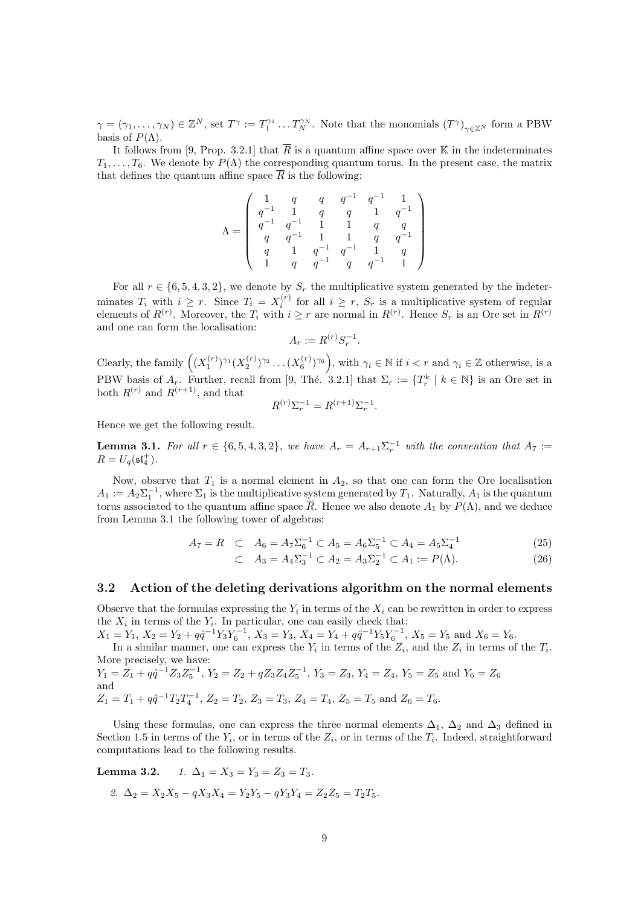$\gamma = (\gamma_1, \ldots, \gamma_N) \in \mathbb{Z}^N$, set $T^\gamma := T_1^{\gamma_1} \ldots T_N^{\gamma_N}$. Note that the monomials $(T^\gamma)_{\gamma \in \mathbb{Z}^N}$ form a PBW basis of $P(\Lambda)$.

It follows from [9, Prop. 3.2.1] that $\overline{R}$ is a quantum affine space over $\mathbb{K}$ in the indeterminates $T_1, \ldots, T_6$. We denote by $P(\Lambda)$ the corresponding quantum torus. In the present case, the matrix that defines the quantum affine space $\overline{R}$ is the following:

$$\Lambda = \begin{pmatrix} 1 & q & q & q^{-1} & q^{-1} & 1 \\ q^{-1} & 1 & q & q & 1 & q^{-1} \\ q^{-1} & q^{-1} & 1 & 1 & q & q \\ q & q^{-1} & 1 & 1 & q & q^{-1} \\ q & 1 & q^{-1} & q^{-1} & 1 & q \\ 1 & q & q^{-1} & q & q^{-1} & 1 \end{pmatrix}$$

For all $r \in \{6, 5, 4, 3, 2\}$, we denote by $S_r$ the multiplicative system generated by the indeterminates $T_i$ with $i \geq r$. Since $T_i = X_i^{(r)}$ for all $i \geq r$, $S_r$ is a multiplicative system of regular elements of $R^{(r)}$. Moreover, the $T_i$ with $i \geq r$ are normal in $R^{(r)}$. Hence $S_r$ is an Ore set in $R^{(r)}$ and one can form the localisation:

$$A_r := R^{(r)} S_r^{-1}.$$

Clearly, the family $\left((X_1^{(r)})^{\gamma_1}(X_2^{(r)})^{\gamma_2} \ldots (X_6^{(r)})^{\gamma_6}\right)$, with $\gamma_i \in \mathbb{N}$ if $i < r$ and $\gamma_i \in \mathbb{Z}$ otherwise, is a PBW basis of $A_r$. Further, recall from [9, Thé. 3.2.1] that $\Sigma_r := \{T_r^k \mid k \in \mathbb{N}\}$ is an Ore set in both $R^{(r)}$ and $R^{(r+1)}$, and that

$$R^{(r)} \Sigma_r^{-1} = R^{(r+1)} \Sigma_r^{-1}.$$

Hence we get the following result.

**Lemma 3.1.** *For all $r \in \{6, 5, 4, 3, 2\}$, we have $A_r = A_{r+1}\Sigma_r^{-1}$ with the convention that $A_7 := R = U_q(\mathfrak{sl}_4^+)$.*

Now, observe that $T_1$ is a normal element in $A_2$, so that one can form the Ore localisation $A_1 := A_2 \Sigma_1^{-1}$, where $\Sigma_1$ is the multiplicative system generated by $T_1$. Naturally, $A_1$ is the quantum torus associated to the quantum affine space $\overline{R}$. Hence we also denote $A_1$ by $P(\Lambda)$, and we deduce from Lemma 3.1 the following tower of algebras:

$$A_7 = R \subset A_6 = A_7 \Sigma_6^{-1} \subset A_5 = A_6 \Sigma_5^{-1} \subset A_4 = A_5 \Sigma_4^{-1} \tag{25}$$

$$\subset A_3 = A_4 \Sigma_3^{-1} \subset A_2 = A_3 \Sigma_2^{-1} \subset A_1 := P(\Lambda). \tag{26}$$

### 3.2 Action of the deleting derivations algorithm on the normal elements

Observe that the formulas expressing the $Y_i$ in terms of the $X_i$ can be rewritten in order to express the $X_i$ in terms of the $Y_i$. In particular, one can easily check that:
$X_1 = Y_1$, $X_2 = Y_2 + q\hat{q}^{-1} Y_3 Y_6^{-1}$, $X_3 = Y_3$, $X_4 = Y_4 + q\hat{q}^{-1} Y_5 Y_6^{-1}$, $X_5 = Y_5$ and $X_6 = Y_6$.

In a similar manner, one can express the $Y_i$ in terms of the $Z_i$, and the $Z_i$ in terms of the $T_i$. More precisely, we have:
$Y_1 = Z_1 + q\hat{q}^{-1} Z_3 Z_5^{-1}$, $Y_2 = Z_2 + q Z_3 Z_4 Z_5^{-1}$, $Y_3 = Z_3$, $Y_4 = Z_4$, $Y_5 = Z_5$ and $Y_6 = Z_6$
and
$Z_1 = T_1 + q\hat{q}^{-1} T_2 T_4^{-1}$, $Z_2 = T_2$, $Z_3 = T_3$, $Z_4 = T_4$, $Z_5 = T_5$ and $Z_6 = T_6$.

Using these formulas, one can express the three normal elements $\Delta_1$, $\Delta_2$ and $\Delta_3$ defined in Section 1.5 in terms of the $Y_i$, or in terms of the $Z_i$, or in terms of the $T_i$. Indeed, straightforward computations lead to the following results.

**Lemma 3.2.**

1. $\Delta_1 = X_3 = Y_3 = Z_3 = T_3$.
2. $\Delta_2 = X_2 X_5 - q X_3 X_4 = Y_2 Y_5 - q Y_3 Y_4 = Z_2 Z_5 = T_2 T_5$.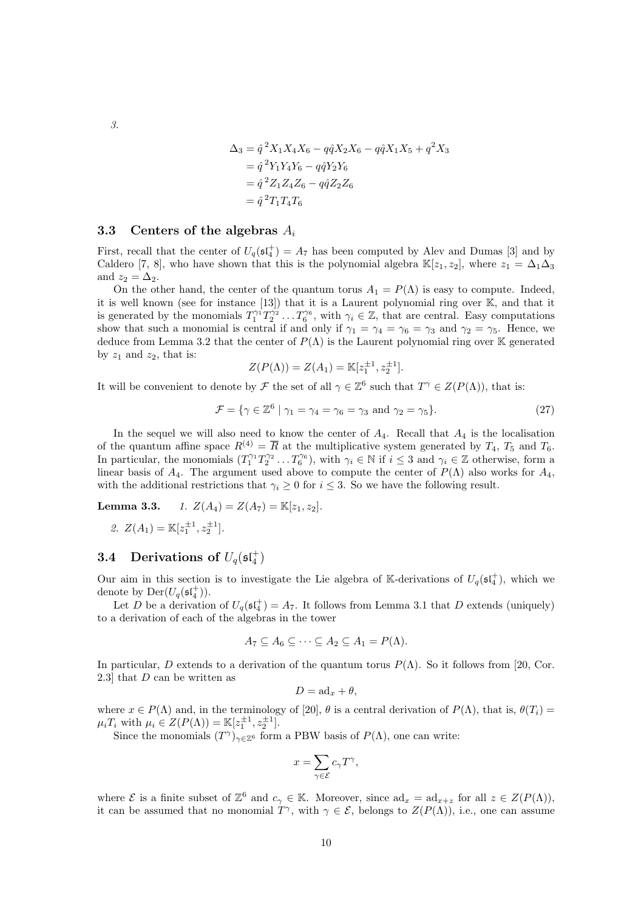3.

$$
\begin{aligned}
\Delta_3 &= \hat{q}^{\,2} X_1 X_4 X_6 - q\hat{q} X_2 X_6 - q\hat{q} X_1 X_5 + q^2 X_3 \\
&= \hat{q}^{\,2} Y_1 Y_4 Y_6 - q\hat{q} Y_2 Y_6 \\
&= \hat{q}^{\,2} Z_1 Z_4 Z_6 - q\hat{q} Z_2 Z_6 \\
&= \hat{q}^{\,2} T_1 T_4 T_6
\end{aligned}
$$

### 3.3 Centers of the algebras $A_i$

First, recall that the center of $U_q(\mathfrak{sl}_4^+) = A_7$ has been computed by Alev and Dumas [3] and by Caldero [7, 8], who have shown that this is the polynomial algebra $\mathbb{K}[z_1, z_2]$, where $z_1 = \Delta_1 \Delta_3$ and $z_2 = \Delta_2$.

On the other hand, the center of the quantum torus $A_1 = P(\Lambda)$ is easy to compute. Indeed, it is well known (see for instance [13]) that it is a Laurent polynomial ring over $\mathbb{K}$, and that it is generated by the monomials $T_1^{\gamma_1} T_2^{\gamma_2} \dots T_6^{\gamma_6}$, with $\gamma_i \in \mathbb{Z}$, that are central. Easy computations show that such a monomial is central if and only if $\gamma_1 = \gamma_4 = \gamma_6 = \gamma_3$ and $\gamma_2 = \gamma_5$. Hence, we deduce from Lemma 3.2 that the center of $P(\Lambda)$ is the Laurent polynomial ring over $\mathbb{K}$ generated by $z_1$ and $z_2$, that is:

$$
Z(P(\Lambda)) = Z(A_1) = \mathbb{K}[z_1^{\pm 1}, z_2^{\pm 1}].
$$

It will be convenient to denote by $\mathcal{F}$ the set of all $\gamma \in \mathbb{Z}^6$ such that $T^\gamma \in Z(P(\Lambda))$, that is:

$$
\mathcal{F} = \{\gamma \in \mathbb{Z}^6 \mid \gamma_1 = \gamma_4 = \gamma_6 = \gamma_3 \text{ and } \gamma_2 = \gamma_5\}. \tag{27}
$$

In the sequel we will also need to know the center of $A_4$. Recall that $A_4$ is the localisation of the quantum affine space $R^{(4)} = \overline{R}$ at the multiplicative system generated by $T_4$, $T_5$ and $T_6$. In particular, the monomials $(T_1^{\gamma_1} T_2^{\gamma_2} \dots T_6^{\gamma_6})$, with $\gamma_i \in \mathbb{N}$ if $i \leq 3$ and $\gamma_i \in \mathbb{Z}$ otherwise, form a linear basis of $A_4$. The argument used above to compute the center of $P(\Lambda)$ also works for $A_4$, with the additional restrictions that $\gamma_i \geq 0$ for $i \leq 3$. So we have the following result.

**Lemma 3.3.** *1.* $Z(A_4) = Z(A_7) = \mathbb{K}[z_1, z_2]$.

*2.* $Z(A_1) = \mathbb{K}[z_1^{\pm 1}, z_2^{\pm 1}]$.

### 3.4 Derivations of $U_q(\mathfrak{sl}_4^+)$

Our aim in this section is to investigate the Lie algebra of $\mathbb{K}$-derivations of $U_q(\mathfrak{sl}_4^+)$, which we denote by $\mathrm{Der}(U_q(\mathfrak{sl}_4^+))$.

Let $D$ be a derivation of $U_q(\mathfrak{sl}_4^+) = A_7$. It follows from Lemma 3.1 that $D$ extends (uniquely) to a derivation of each of the algebras in the tower

$$
A_7 \subseteq A_6 \subseteq \dots \subseteq A_2 \subseteq A_1 = P(\Lambda).
$$

In particular, $D$ extends to a derivation of the quantum torus $P(\Lambda)$. So it follows from [20, Cor. 2.3] that $D$ can be written as

$$
D = \mathrm{ad}_x + \theta,
$$

where $x \in P(\Lambda)$ and, in the terminology of [20], $\theta$ is a central derivation of $P(\Lambda)$, that is, $\theta(T_i) = \mu_i T_i$ with $\mu_i \in Z(P(\Lambda)) = \mathbb{K}[z_1^{\pm 1}, z_2^{\pm 1}]$.

Since the monomials $(T^\gamma)_{\gamma \in \mathbb{Z}^6}$ form a PBW basis of $P(\Lambda)$, one can write:

$$
x = \sum_{\gamma \in \mathcal{E}} c_\gamma T^\gamma,
$$

where $\mathcal{E}$ is a finite subset of $\mathbb{Z}^6$ and $c_\gamma \in \mathbb{K}$. Moreover, since $\mathrm{ad}_x = \mathrm{ad}_{x+z}$ for all $z \in Z(P(\Lambda))$, it can be assumed that no monomial $T^\gamma$, with $\gamma \in \mathcal{E}$, belongs to $Z(P(\Lambda))$, i.e., one can assume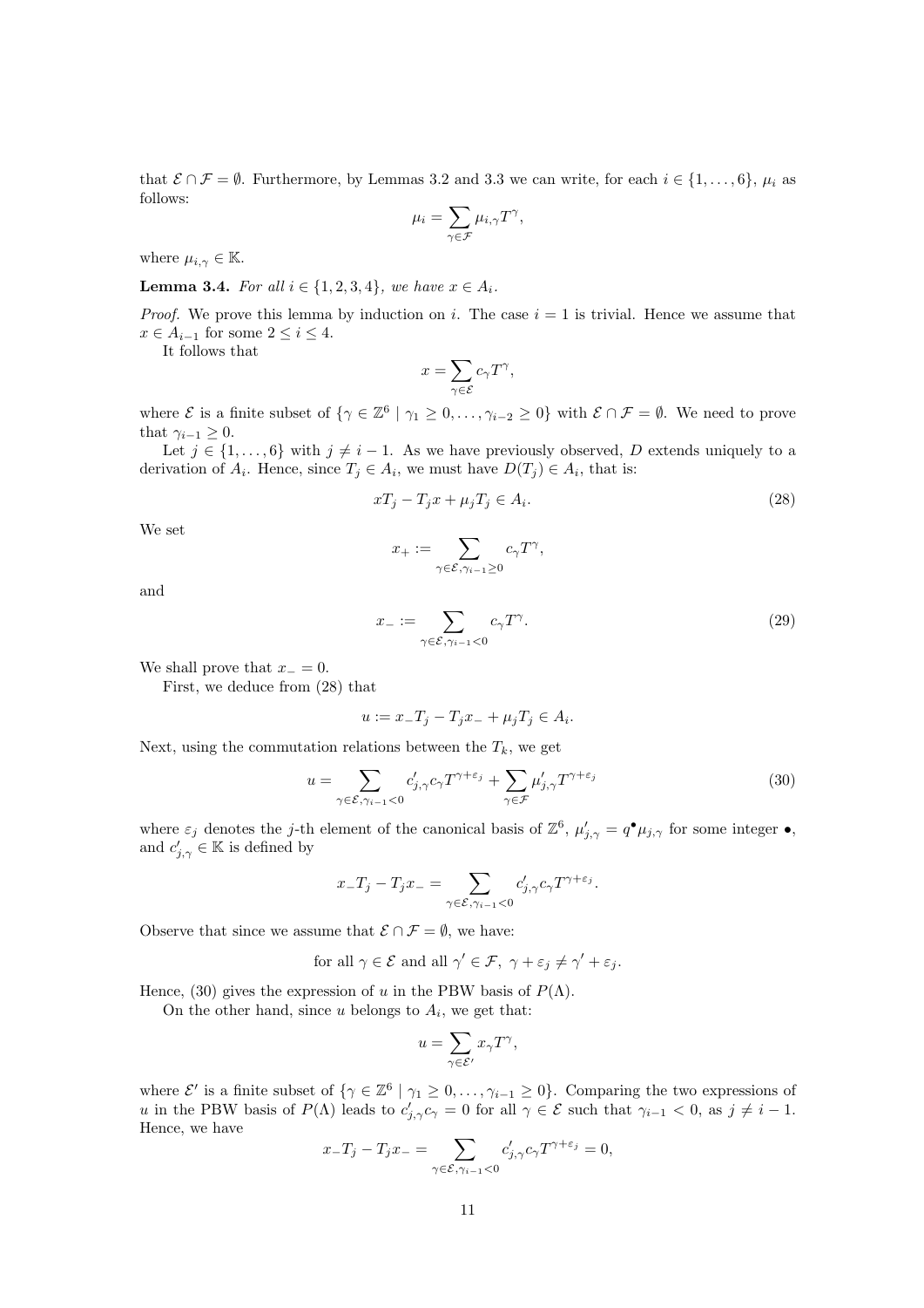that $\mathcal{E} \cap \mathcal{F} = \emptyset$. Furthermore, by Lemmas 3.2 and 3.3 we can write, for each $i \in \{1, \dots, 6\}$, $\mu_i$ as follows:

$$\mu_i = \sum_{\gamma \in \mathcal{F}} \mu_{i,\gamma} T^\gamma,$$

where $\mu_{i,\gamma} \in \mathbb{K}$.

**Lemma 3.4.** *For all $i \in \{1, 2, 3, 4\}$, we have $x \in A_i$.*

*Proof.* We prove this lemma by induction on $i$. The case $i = 1$ is trivial. Hence we assume that $x \in A_{i-1}$ for some $2 \leq i \leq 4$.

It follows that

$$x = \sum_{\gamma \in \mathcal{E}} c_\gamma T^\gamma,$$

where $\mathcal{E}$ is a finite subset of $\{\gamma \in \mathbb{Z}^6 \mid \gamma_1 \geq 0, \dots, \gamma_{i-2} \geq 0\}$ with $\mathcal{E} \cap \mathcal{F} = \emptyset$. We need to prove that $\gamma_{i-1} \geq 0$.

Let $j \in \{1, \dots, 6\}$ with $j \neq i - 1$. As we have previously observed, $D$ extends uniquely to a derivation of $A_i$. Hence, since $T_j \in A_i$, we must have $D(T_j) \in A_i$, that is:

$$xT_j - T_j x + \mu_j T_j \in A_i. \tag{28}$$

We set

$$x_+ := \sum_{\gamma \in \mathcal{E}, \gamma_{i-1} \geq 0} c_\gamma T^\gamma,$$

and

$$x_- := \sum_{\gamma \in \mathcal{E}, \gamma_{i-1} < 0} c_\gamma T^\gamma. \tag{29}$$

We shall prove that $x_- = 0$.

First, we deduce from (28) that

$$u := x_- T_j - T_j x_- + \mu_j T_j \in A_i.$$

Next, using the commutation relations between the $T_k$, we get

$$u = \sum_{\gamma \in \mathcal{E}, \gamma_{i-1} < 0} c'_{j,\gamma} c_\gamma T^{\gamma + \varepsilon_j} + \sum_{\gamma \in \mathcal{F}} \mu'_{j,\gamma} T^{\gamma + \varepsilon_j} \tag{30}$$

where $\varepsilon_j$ denotes the $j$-th element of the canonical basis of $\mathbb{Z}^6$, $\mu'_{j,\gamma} = q^\bullet \mu_{j,\gamma}$ for some integer $\bullet$, and $c'_{j,\gamma} \in \mathbb{K}$ is defined by

$$x_- T_j - T_j x_- = \sum_{\gamma \in \mathcal{E}, \gamma_{i-1} < 0} c'_{j,\gamma} c_\gamma T^{\gamma + \varepsilon_j}.$$

Observe that since we assume that $\mathcal{E} \cap \mathcal{F} = \emptyset$, we have:

$$\text{for all } \gamma \in \mathcal{E} \text{ and all } \gamma' \in \mathcal{F},\ \gamma + \varepsilon_j \neq \gamma' + \varepsilon_j.$$

Hence, (30) gives the expression of $u$ in the PBW basis of $P(\Lambda)$.

On the other hand, since $u$ belongs to $A_i$, we get that:

$$u = \sum_{\gamma \in \mathcal{E}'} x_\gamma T^\gamma,$$

where $\mathcal{E}'$ is a finite subset of $\{\gamma \in \mathbb{Z}^6 \mid \gamma_1 \geq 0, \dots, \gamma_{i-1} \geq 0\}$. Comparing the two expressions of $u$ in the PBW basis of $P(\Lambda)$ leads to $c'_{j,\gamma} c_\gamma = 0$ for all $\gamma \in \mathcal{E}$ such that $\gamma_{i-1} < 0$, as $j \neq i - 1$. Hence, we have

$$x_- T_j - T_j x_- = \sum_{\gamma \in \mathcal{E}, \gamma_{i-1} < 0} c'_{j,\gamma} c_\gamma T^{\gamma + \varepsilon_j} = 0,$$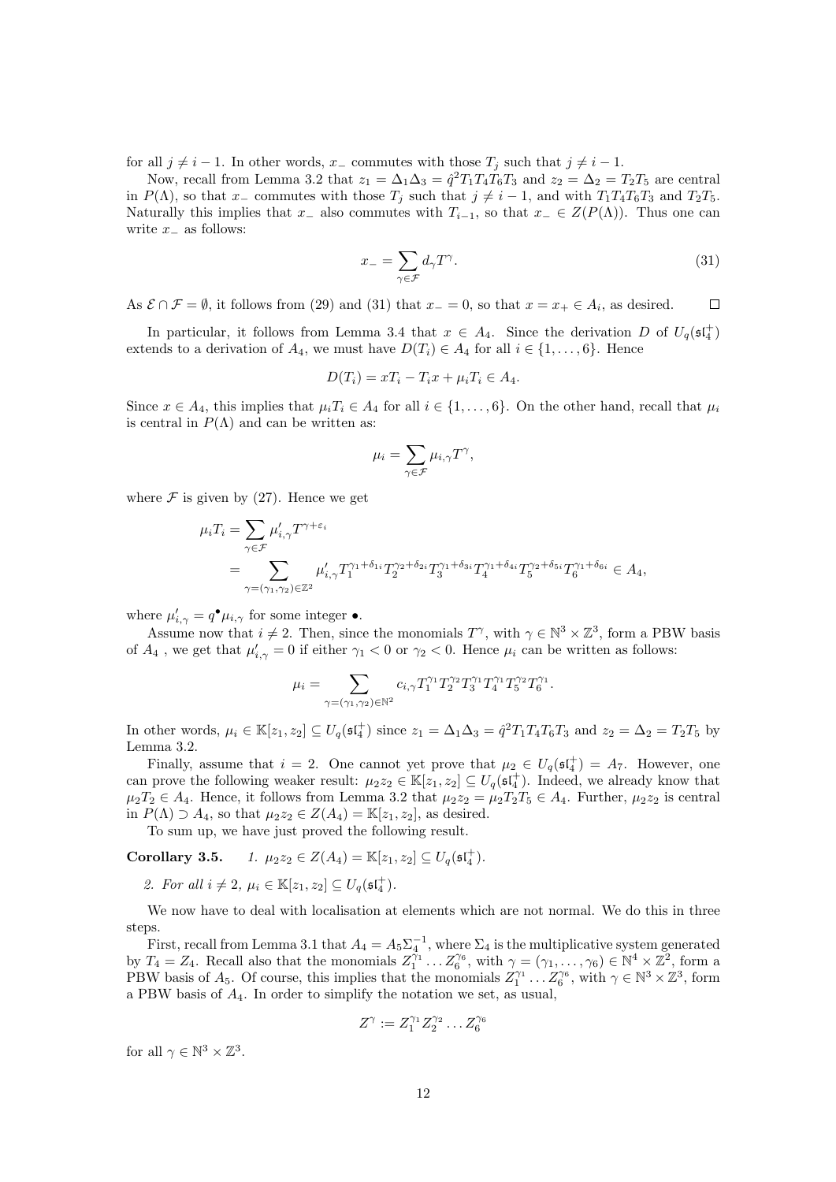for all $j \neq i-1$. In other words, $x_-$ commutes with those $T_j$ such that $j \neq i-1$.

Now, recall from Lemma 3.2 that $z_1 = \Delta_1\Delta_3 = \hat{q}^2 T_1T_4T_6T_3$ and $z_2 = \Delta_2 = T_2T_5$ are central in $P(\Lambda)$, so that $x_-$ commutes with those $T_j$ such that $j \neq i-1$, and with $T_1T_4T_6T_3$ and $T_2T_5$. Naturally this implies that $x_-$ also commutes with $T_{i-1}$, so that $x_- \in Z(P(\Lambda))$. Thus one can write $x_-$ as follows:

$$x_- = \sum_{\gamma \in \mathcal{F}} d_\gamma T^\gamma. \tag{31}$$

As $\mathcal{E} \cap \mathcal{F} = \emptyset$, it follows from (29) and (31) that $x_- = 0$, so that $x = x_+ \in A_i$, as desired. $\square$

In particular, it follows from Lemma 3.4 that $x \in A_4$. Since the derivation $D$ of $U_q(\mathfrak{sl}_4^+)$ extends to a derivation of $A_4$, we must have $D(T_i) \in A_4$ for all $i \in \{1, \dots, 6\}$. Hence

$$D(T_i) = xT_i - T_ix + \mu_iT_i \in A_4.$$

Since $x \in A_4$, this implies that $\mu_iT_i \in A_4$ for all $i \in \{1, \dots, 6\}$. On the other hand, recall that $\mu_i$ is central in $P(\Lambda)$ and can be written as:

$$\mu_i = \sum_{\gamma \in \mathcal{F}} \mu_{i,\gamma} T^\gamma,$$

where $\mathcal{F}$ is given by (27). Hence we get

$$\begin{aligned}
\mu_iT_i &= \sum_{\gamma \in \mathcal{F}} \mu'_{i,\gamma} T^{\gamma+\varepsilon_i} \\
&= \sum_{\gamma=(\gamma_1,\gamma_2) \in \mathbb{Z}^2} \mu'_{i,\gamma} T_1^{\gamma_1+\delta_{1i}} T_2^{\gamma_2+\delta_{2i}} T_3^{\gamma_1+\delta_{3i}} T_4^{\gamma_1+\delta_{4i}} T_5^{\gamma_2+\delta_{5i}} T_6^{\gamma_1+\delta_{6i}} \in A_4,
\end{aligned}$$

where $\mu'_{i,\gamma} = q^\bullet \mu_{i,\gamma}$ for some integer $\bullet$.

Assume now that $i \neq 2$. Then, since the monomials $T^\gamma$, with $\gamma \in \mathbb{N}^3 \times \mathbb{Z}^3$, form a PBW basis of $A_4$ , we get that $\mu'_{i,\gamma} = 0$ if either $\gamma_1 < 0$ or $\gamma_2 < 0$. Hence $\mu_i$ can be written as follows:

$$\mu_i = \sum_{\gamma=(\gamma_1,\gamma_2) \in \mathbb{N}^2} c_{i,\gamma} T_1^{\gamma_1} T_2^{\gamma_2} T_3^{\gamma_1} T_4^{\gamma_1} T_5^{\gamma_2} T_6^{\gamma_1}.$$

In other words, $\mu_i \in \mathbb{K}[z_1, z_2] \subseteq U_q(\mathfrak{sl}_4^+)$ since $z_1 = \Delta_1\Delta_3 = \hat{q}^2 T_1T_4T_6T_3$ and $z_2 = \Delta_2 = T_2T_5$ by Lemma 3.2.

Finally, assume that $i = 2$. One cannot yet prove that $\mu_2 \in U_q(\mathfrak{sl}_4^+) = A_7$. However, one can prove the following weaker result: $\mu_2z_2 \in \mathbb{K}[z_1, z_2] \subseteq U_q(\mathfrak{sl}_4^+)$. Indeed, we already know that $\mu_2T_2 \in A_4$. Hence, it follows from Lemma 3.2 that $\mu_2z_2 = \mu_2T_2T_5 \in A_4$. Further, $\mu_2z_2$ is central in $P(\Lambda) \supset A_4$, so that $\mu_2z_2 \in Z(A_4) = \mathbb{K}[z_1, z_2]$, as desired.

To sum up, we have just proved the following result.

**Corollary 3.5.**
1. $\mu_2z_2 \in Z(A_4) = \mathbb{K}[z_1, z_2] \subseteq U_q(\mathfrak{sl}_4^+)$.
2. *For all $i \neq 2$, $\mu_i \in \mathbb{K}[z_1, z_2] \subseteq U_q(\mathfrak{sl}_4^+)$.*

We now have to deal with localisation at elements which are not normal. We do this in three steps.

First, recall from Lemma 3.1 that $A_4 = A_5\Sigma_4^{-1}$, where $\Sigma_4$ is the multiplicative system generated by $T_4 = Z_4$. Recall also that the monomials $Z_1^{\gamma_1} \dots Z_6^{\gamma_6}$, with $\gamma = (\gamma_1, \dots, \gamma_6) \in \mathbb{N}^4 \times \mathbb{Z}^2$, form a PBW basis of $A_5$. Of course, this implies that the monomials $Z_1^{\gamma_1} \dots Z_6^{\gamma_6}$, with $\gamma \in \mathbb{N}^3 \times \mathbb{Z}^3$, form a PBW basis of $A_4$. In order to simplify the notation we set, as usual,

$$Z^\gamma := Z_1^{\gamma_1} Z_2^{\gamma_2} \dots Z_6^{\gamma_6}$$

for all $\gamma \in \mathbb{N}^3 \times \mathbb{Z}^3$.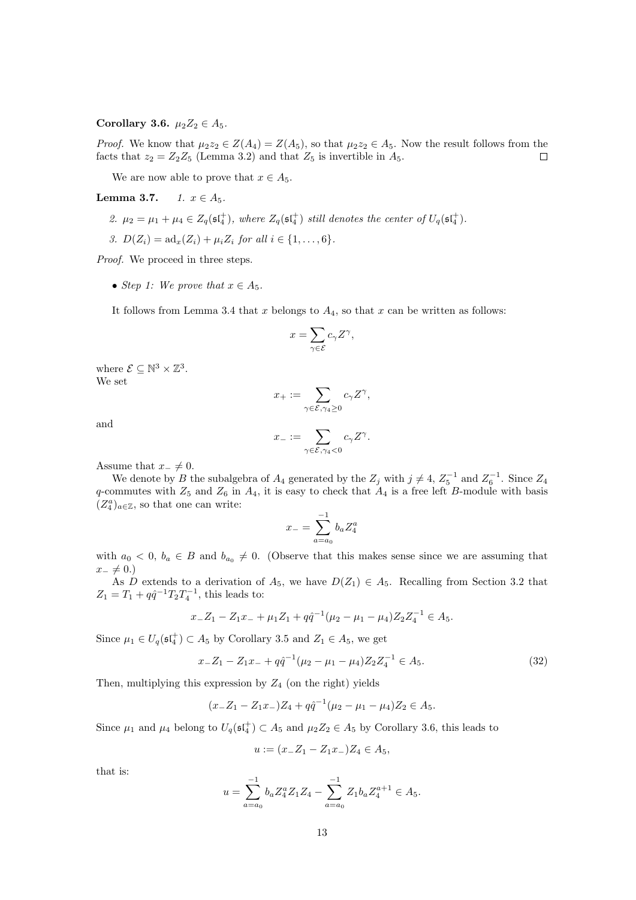**Corollary 3.6.** $\mu_2 Z_2 \in A_5$.

*Proof.* We know that $\mu_2 z_2 \in Z(A_4) = Z(A_5)$, so that $\mu_2 z_2 \in A_5$. Now the result follows from the facts that $z_2 = Z_2 Z_5$ (Lemma 3.2) and that $Z_5$ is invertible in $A_5$. $\square$

We are now able to prove that $x \in A_5$.

**Lemma 3.7.** 1. $x \in A_5$.

2. $\mu_2 = \mu_1 + \mu_4 \in Z_q(\mathfrak{sl}_4^+)$, *where* $Z_q(\mathfrak{sl}_4^+)$ *still denotes the center of* $U_q(\mathfrak{sl}_4^+)$.

3. $D(Z_i) = \mathrm{ad}_x(Z_i) + \mu_i Z_i$ *for all* $i \in \{1, \ldots, 6\}$.

*Proof.* We proceed in three steps.

- *Step 1: We prove that* $x \in A_5$.

It follows from Lemma 3.4 that $x$ belongs to $A_4$, so that $x$ can be written as follows:

$$x = \sum_{\gamma \in \mathcal{E}} c_\gamma Z^\gamma,$$

where $\mathcal{E} \subseteq \mathbb{N}^3 \times \mathbb{Z}^3$.
We set

$$x_+ := \sum_{\gamma \in \mathcal{E}, \gamma_4 \geq 0} c_\gamma Z^\gamma,$$

and

$$x_- := \sum_{\gamma \in \mathcal{E}, \gamma_4 < 0} c_\gamma Z^\gamma.$$

Assume that $x_- \neq 0$.

We denote by $B$ the subalgebra of $A_4$ generated by the $Z_j$ with $j \neq 4$, $Z_5^{-1}$ and $Z_6^{-1}$. Since $Z_4$ $q$-commutes with $Z_5$ and $Z_6$ in $A_4$, it is easy to check that $A_4$ is a free left $B$-module with basis $(Z_4^a)_{a \in \mathbb{Z}}$, so that one can write:

$$x_- = \sum_{a=a_0}^{-1} b_a Z_4^a$$

with $a_0 < 0$, $b_a \in B$ and $b_{a_0} \neq 0$. (Observe that this makes sense since we are assuming that $x_- \neq 0$.)

As $D$ extends to a derivation of $A_5$, we have $D(Z_1) \in A_5$. Recalling from Section 3.2 that $Z_1 = T_1 + q\hat{q}^{-1} T_2 T_4^{-1}$, this leads to:

$$x_- Z_1 - Z_1 x_- + \mu_1 Z_1 + q\hat{q}^{-1}(\mu_2 - \mu_1 - \mu_4) Z_2 Z_4^{-1} \in A_5.$$

Since $\mu_1 \in U_q(\mathfrak{sl}_4^+) \subset A_5$ by Corollary 3.5 and $Z_1 \in A_5$, we get

$$x_- Z_1 - Z_1 x_- + q\hat{q}^{-1}(\mu_2 - \mu_1 - \mu_4) Z_2 Z_4^{-1} \in A_5. \tag{32}$$

Then, multiplying this expression by $Z_4$ (on the right) yields

$$(x_- Z_1 - Z_1 x_-) Z_4 + q\hat{q}^{-1}(\mu_2 - \mu_1 - \mu_4) Z_2 \in A_5.$$

Since $\mu_1$ and $\mu_4$ belong to $U_q(\mathfrak{sl}_4^+) \subset A_5$ and $\mu_2 Z_2 \in A_5$ by Corollary 3.6, this leads to

$$u := (x_- Z_1 - Z_1 x_-) Z_4 \in A_5,$$

that is:

$$u = \sum_{a=a_0}^{-1} b_a Z_4^a Z_1 Z_4 - \sum_{a=a_0}^{-1} Z_1 b_a Z_4^{a+1} \in A_5.$$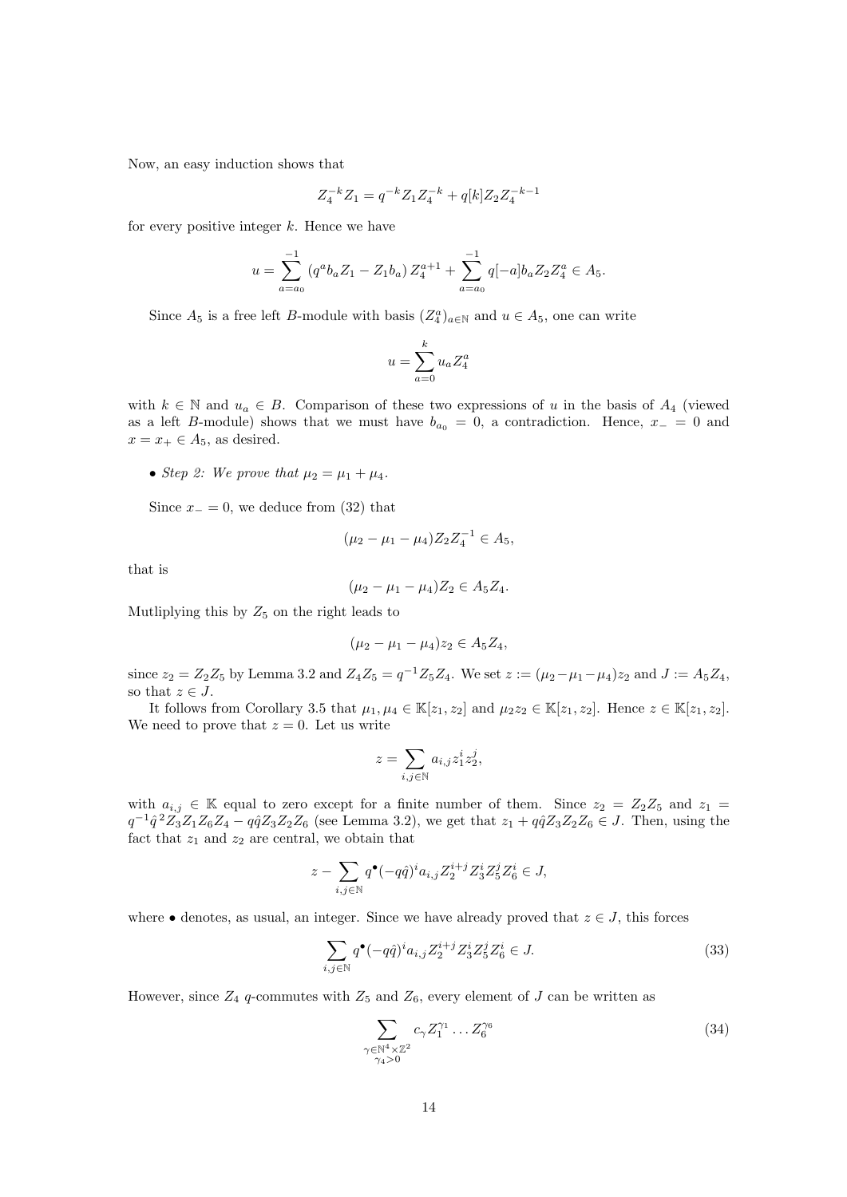Now, an easy induction shows that

$$Z_4^{-k} Z_1 = q^{-k} Z_1 Z_4^{-k} + q[k] Z_2 Z_4^{-k-1}$$

for every positive integer $k$. Hence we have

$$u = \sum_{a=a_0}^{-1} \left(q^a b_a Z_1 - Z_1 b_a\right) Z_4^{a+1} + \sum_{a=a_0}^{-1} q[-a] b_a Z_2 Z_4^a \in A_5.$$

Since $A_5$ is a free left $B$-module with basis $(Z_4^a)_{a \in \mathbb{N}}$ and $u \in A_5$, one can write

$$u = \sum_{a=0}^{k} u_a Z_4^a$$

with $k \in \mathbb{N}$ and $u_a \in B$. Comparison of these two expressions of $u$ in the basis of $A_4$ (viewed as a left $B$-module) shows that we must have $b_{a_0} = 0$, a contradiction. Hence, $x_- = 0$ and $x = x_+ \in A_5$, as desired.

- *Step 2: We prove that $\mu_2 = \mu_1 + \mu_4$.*

Since $x_- = 0$, we deduce from (32) that

$$(\mu_2 - \mu_1 - \mu_4) Z_2 Z_4^{-1} \in A_5,$$

that is

$$(\mu_2 - \mu_1 - \mu_4) Z_2 \in A_5 Z_4.$$

Mutliplying this by $Z_5$ on the right leads to

$$(\mu_2 - \mu_1 - \mu_4) z_2 \in A_5 Z_4,$$

since $z_2 = Z_2 Z_5$ by Lemma 3.2 and $Z_4 Z_5 = q^{-1} Z_5 Z_4$. We set $z := (\mu_2 - \mu_1 - \mu_4) z_2$ and $J := A_5 Z_4$, so that $z \in J$.

It follows from Corollary 3.5 that $\mu_1, \mu_4 \in \mathbb{K}[z_1, z_2]$ and $\mu_2 z_2 \in \mathbb{K}[z_1, z_2]$. Hence $z \in \mathbb{K}[z_1, z_2]$. We need to prove that $z = 0$. Let us write

$$z = \sum_{i,j \in \mathbb{N}} a_{i,j} z_1^i z_2^j,$$

with $a_{i,j} \in \mathbb{K}$ equal to zero except for a finite number of them. Since $z_2 = Z_2 Z_5$ and $z_1 = q^{-1} \hat{q}^2 Z_3 Z_1 Z_6 Z_4 - q\hat{q} Z_3 Z_2 Z_6$ (see Lemma 3.2), we get that $z_1 + q\hat{q} Z_3 Z_2 Z_6 \in J$. Then, using the fact that $z_1$ and $z_2$ are central, we obtain that

$$z - \sum_{i,j \in \mathbb{N}} q^{\bullet} (-q\hat{q})^i a_{i,j} Z_2^{i+j} Z_3^i Z_5^j Z_6^i \in J,$$

where $\bullet$ denotes, as usual, an integer. Since we have already proved that $z \in J$, this forces

$$\sum_{i,j \in \mathbb{N}} q^{\bullet} (-q\hat{q})^i a_{i,j} Z_2^{i+j} Z_3^i Z_5^j Z_6^i \in J. \tag{33}$$

However, since $Z_4$ $q$-commutes with $Z_5$ and $Z_6$, every element of $J$ can be written as

$$\sum_{\substack{\gamma \in \mathbb{N}^4 \times \mathbb{Z}^2 \\ \gamma_4 > 0}} c_\gamma Z_1^{\gamma_1} \dots Z_6^{\gamma_6} \tag{34}$$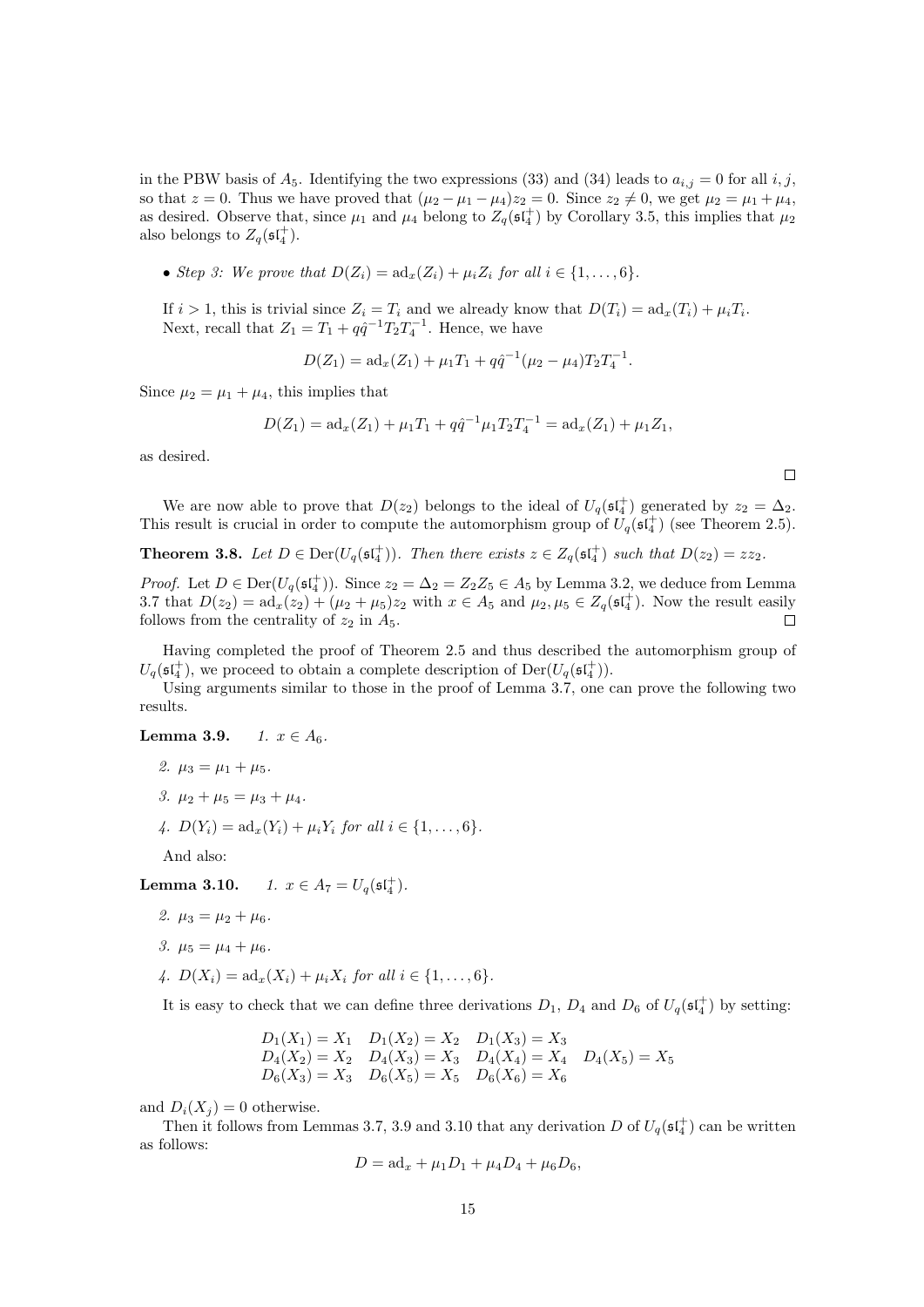in the PBW basis of $A_5$. Identifying the two expressions (33) and (34) leads to $a_{i,j} = 0$ for all $i, j$, so that $z = 0$. Thus we have proved that $(\mu_2 - \mu_1 - \mu_4)z_2 = 0$. Since $z_2 \neq 0$, we get $\mu_2 = \mu_1 + \mu_4$, as desired. Observe that, since $\mu_1$ and $\mu_4$ belong to $Z_q(\mathfrak{sl}_4^+)$ by Corollary 3.5, this implies that $\mu_2$ also belongs to $Z_q(\mathfrak{sl}_4^+)$.

- *Step 3: We prove that $D(Z_i) = \mathrm{ad}_x(Z_i) + \mu_i Z_i$ for all $i \in \{1, \ldots, 6\}$.*

If $i > 1$, this is trivial since $Z_i = T_i$ and we already know that $D(T_i) = \mathrm{ad}_x(T_i) + \mu_i T_i$.
Next, recall that $Z_1 = T_1 + q\hat{q}^{-1}T_2T_4^{-1}$. Hence, we have

$$D(Z_1) = \mathrm{ad}_x(Z_1) + \mu_1 T_1 + q\hat{q}^{-1}(\mu_2 - \mu_4)T_2T_4^{-1}.$$

Since $\mu_2 = \mu_1 + \mu_4$, this implies that

$$D(Z_1) = \mathrm{ad}_x(Z_1) + \mu_1 T_1 + q\hat{q}^{-1}\mu_1 T_2T_4^{-1} = \mathrm{ad}_x(Z_1) + \mu_1 Z_1,$$

as desired.

□

We are now able to prove that $D(z_2)$ belongs to the ideal of $U_q(\mathfrak{sl}_4^+)$ generated by $z_2 = \Delta_2$. This result is crucial in order to compute the automorphism group of $U_q(\mathfrak{sl}_4^+)$ (see Theorem 2.5).

**Theorem 3.8.** *Let $D \in \mathrm{Der}(U_q(\mathfrak{sl}_4^+))$. Then there exists $z \in Z_q(\mathfrak{sl}_4^+)$ such that $D(z_2) = zz_2$.*

*Proof.* Let $D \in \mathrm{Der}(U_q(\mathfrak{sl}_4^+))$. Since $z_2 = \Delta_2 = Z_2Z_5 \in A_5$ by Lemma 3.2, we deduce from Lemma 3.7 that $D(z_2) = \mathrm{ad}_x(z_2) + (\mu_2 + \mu_5)z_2$ with $x \in A_5$ and $\mu_2, \mu_5 \in Z_q(\mathfrak{sl}_4^+)$. Now the result easily follows from the centrality of $z_2$ in $A_5$. □

Having completed the proof of Theorem 2.5 and thus described the automorphism group of $U_q(\mathfrak{sl}_4^+)$, we proceed to obtain a complete description of $\mathrm{Der}(U_q(\mathfrak{sl}_4^+))$.

Using arguments similar to those in the proof of Lemma 3.7, one can prove the following two results.

**Lemma 3.9.** *1. $x \in A_6$.*

*2. $\mu_3 = \mu_1 + \mu_5$.*

*3. $\mu_2 + \mu_5 = \mu_3 + \mu_4$.*

*4. $D(Y_i) = \mathrm{ad}_x(Y_i) + \mu_i Y_i$ for all $i \in \{1, \ldots, 6\}$.*

And also:

**Lemma 3.10.** *1. $x \in A_7 = U_q(\mathfrak{sl}_4^+)$.*

*2. $\mu_3 = \mu_2 + \mu_6$.*

*3. $\mu_5 = \mu_4 + \mu_6$.*

*4. $D(X_i) = \mathrm{ad}_x(X_i) + \mu_i X_i$ for all $i \in \{1, \ldots, 6\}$.*

It is easy to check that we can define three derivations $D_1$, $D_4$ and $D_6$ of $U_q(\mathfrak{sl}_4^+)$ by setting:

$$\begin{array}{llll} D_1(X_1) = X_1 & D_1(X_2) = X_2 & D_1(X_3) = X_3 & \\ D_4(X_2) = X_2 & D_4(X_3) = X_3 & D_4(X_4) = X_4 & D_4(X_5) = X_5 \\ D_6(X_3) = X_3 & D_6(X_5) = X_5 & D_6(X_6) = X_6 & \end{array}$$

and $D_i(X_j) = 0$ otherwise.

Then it follows from Lemmas 3.7, 3.9 and 3.10 that any derivation $D$ of $U_q(\mathfrak{sl}_4^+)$ can be written as follows:

$$D = \mathrm{ad}_x + \mu_1 D_1 + \mu_4 D_4 + \mu_6 D_6,$$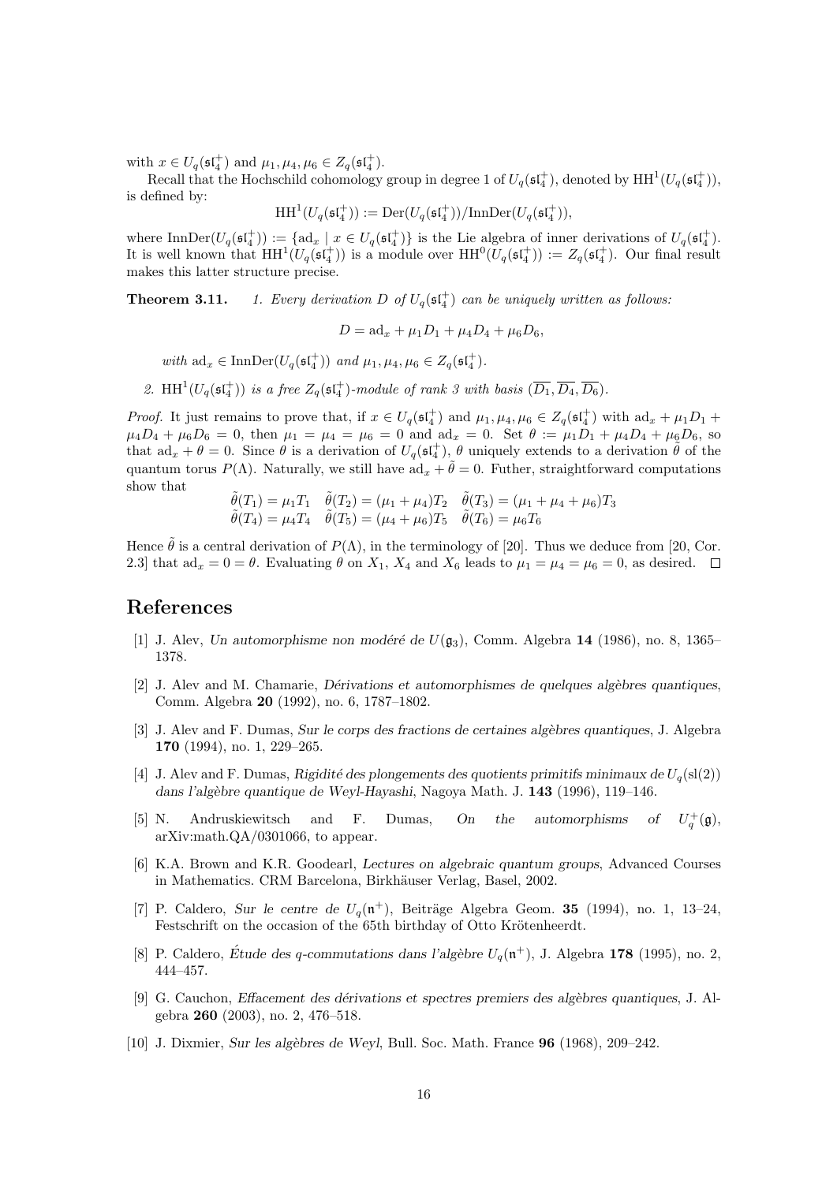with $x \in U_q(\mathfrak{sl}_4^+)$ and $\mu_1, \mu_4, \mu_6 \in Z_q(\mathfrak{sl}_4^+)$.

Recall that the Hochschild cohomology group in degree 1 of $U_q(\mathfrak{sl}_4^+)$, denoted by $\mathrm{HH}^1(U_q(\mathfrak{sl}_4^+))$, is defined by:

$$\mathrm{HH}^1(U_q(\mathfrak{sl}_4^+)) := \mathrm{Der}(U_q(\mathfrak{sl}_4^+))/\mathrm{InnDer}(U_q(\mathfrak{sl}_4^+)),$$

where $\mathrm{InnDer}(U_q(\mathfrak{sl}_4^+)) := \{\mathrm{ad}_x \mid x \in U_q(\mathfrak{sl}_4^+)\}$ is the Lie algebra of inner derivations of $U_q(\mathfrak{sl}_4^+)$. It is well known that $\mathrm{HH}^1(U_q(\mathfrak{sl}_4^+))$ is a module over $\mathrm{HH}^0(U_q(\mathfrak{sl}_4^+)) := Z_q(\mathfrak{sl}_4^+)$. Our final result makes this latter structure precise.

**Theorem 3.11.** *1. Every derivation $D$ of $U_q(\mathfrak{sl}_4^+)$ can be uniquely written as follows:*

$$D = \mathrm{ad}_x + \mu_1 D_1 + \mu_4 D_4 + \mu_6 D_6,$$

*with $\mathrm{ad}_x \in \mathrm{InnDer}(U_q(\mathfrak{sl}_4^+))$ and $\mu_1, \mu_4, \mu_6 \in Z_q(\mathfrak{sl}_4^+)$.*

*2. $\mathrm{HH}^1(U_q(\mathfrak{sl}_4^+))$ is a free $Z_q(\mathfrak{sl}_4^+)$-module of rank 3 with basis $(\overline{D_1}, \overline{D_4}, \overline{D_6})$.*

*Proof.* It just remains to prove that, if $x \in U_q(\mathfrak{sl}_4^+)$ and $\mu_1, \mu_4, \mu_6 \in Z_q(\mathfrak{sl}_4^+)$ with $\mathrm{ad}_x + \mu_1 D_1 + \mu_4 D_4 + \mu_6 D_6 = 0$, then $\mu_1 = \mu_4 = \mu_6 = 0$ and $\mathrm{ad}_x = 0$. Set $\theta := \mu_1 D_1 + \mu_4 D_4 + \mu_6 D_6$, so that $\mathrm{ad}_x + \theta = 0$. Since $\theta$ is a derivation of $U_q(\mathfrak{sl}_4^+)$, $\theta$ uniquely extends to a derivation $\tilde{\theta}$ of the quantum torus $P(\Lambda)$. Naturally, we still have $\mathrm{ad}_x + \tilde{\theta} = 0$. Futher, straightforward computations show that

$$\begin{array}{lll} \tilde{\theta}(T_1) = \mu_1 T_1 & \tilde{\theta}(T_2) = (\mu_1 + \mu_4) T_2 & \tilde{\theta}(T_3) = (\mu_1 + \mu_4 + \mu_6) T_3 \\ \tilde{\theta}(T_4) = \mu_4 T_4 & \tilde{\theta}(T_5) = (\mu_4 + \mu_6) T_5 & \tilde{\theta}(T_6) = \mu_6 T_6 \end{array}$$

Hence $\tilde{\theta}$ is a central derivation of $P(\Lambda)$, in the terminology of [20]. Thus we deduce from [20, Cor. 2.3] that $\mathrm{ad}_x = 0 = \theta$. Evaluating $\theta$ on $X_1$, $X_4$ and $X_6$ leads to $\mu_1 = \mu_4 = \mu_6 = 0$, as desired. $\square$

## References

[1] J. Alev, *Un automorphisme non modéré de $U(\mathfrak{g}_3)$*, Comm. Algebra **14** (1986), no. 8, 1365–1378.

[2] J. Alev and M. Chamarie, *Dérivations et automorphismes de quelques algèbres quantiques*, Comm. Algebra **20** (1992), no. 6, 1787–1802.

[3] J. Alev and F. Dumas, *Sur le corps des fractions de certaines algèbres quantiques*, J. Algebra **170** (1994), no. 1, 229–265.

[4] J. Alev and F. Dumas, *Rigidité des plongements des quotients primitifs minimaux de $U_q(\mathrm{sl}(2))$ dans l'algèbre quantique de Weyl-Hayashi*, Nagoya Math. J. **143** (1996), 119–146.

[5] N. Andruskiewitsch and F. Dumas, *On the automorphisms of $U_q^+(\mathfrak{g})$*, arXiv:math.QA/0301066, to appear.

[6] K.A. Brown and K.R. Goodearl, *Lectures on algebraic quantum groups*, Advanced Courses in Mathematics. CRM Barcelona, Birkhäuser Verlag, Basel, 2002.

[7] P. Caldero, *Sur le centre de $U_q(\mathfrak{n}^+)$*, Beiträge Algebra Geom. **35** (1994), no. 1, 13–24, Festschrift on the occasion of the 65th birthday of Otto Krötenheerdt.

[8] P. Caldero, *Étude des q-commutations dans l'algèbre $U_q(\mathfrak{n}^+)$*, J. Algebra **178** (1995), no. 2, 444–457.

[9] G. Cauchon, *Effacement des dérivations et spectres premiers des algèbres quantiques*, J. Algebra **260** (2003), no. 2, 476–518.

[10] J. Dixmier, *Sur les algèbres de Weyl*, Bull. Soc. Math. France **96** (1968), 209–242.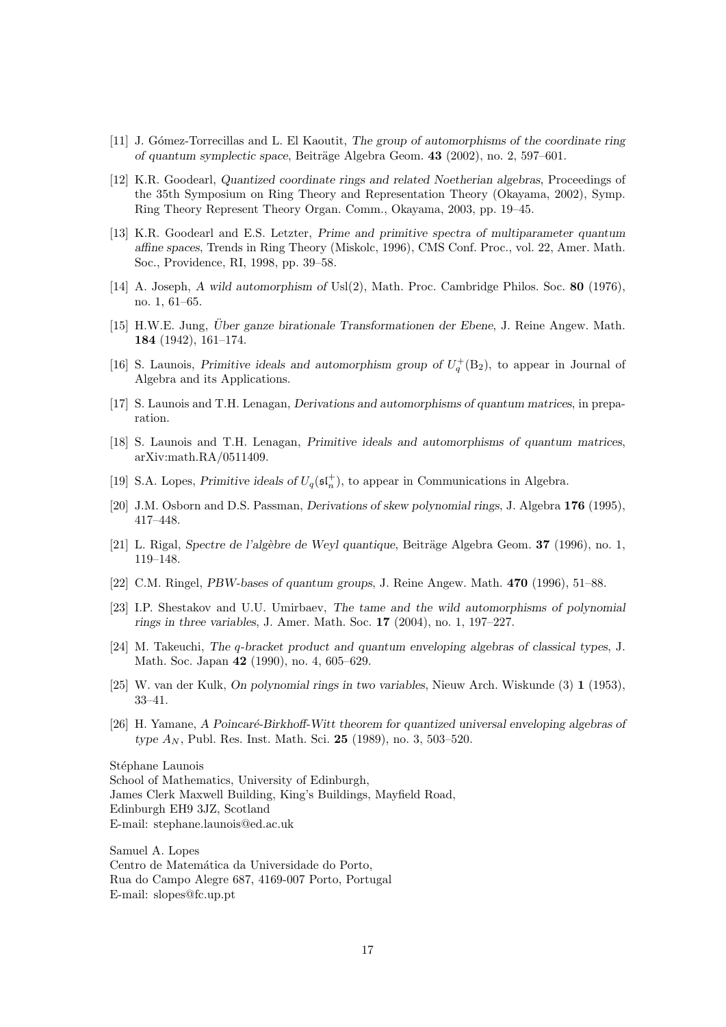[11] J. Gómez-Torrecillas and L. El Kaoutit, *The group of automorphisms of the coordinate ring of quantum symplectic space*, Beiträge Algebra Geom. **43** (2002), no. 2, 597–601.

[12] K.R. Goodearl, *Quantized coordinate rings and related Noetherian algebras*, Proceedings of the 35th Symposium on Ring Theory and Representation Theory (Okayama, 2002), Symp. Ring Theory Represent Theory Organ. Comm., Okayama, 2003, pp. 19–45.

[13] K.R. Goodearl and E.S. Letzter, *Prime and primitive spectra of multiparameter quantum affine spaces*, Trends in Ring Theory (Miskolc, 1996), CMS Conf. Proc., vol. 22, Amer. Math. Soc., Providence, RI, 1998, pp. 39–58.

[14] A. Joseph, *A wild automorphism of* Usl(2), Math. Proc. Cambridge Philos. Soc. **80** (1976), no. 1, 61–65.

[15] H.W.E. Jung, *Über ganze birationale Transformationen der Ebene*, J. Reine Angew. Math. **184** (1942), 161–174.

[16] S. Launois, *Primitive ideals and automorphism group of* $U_q^+(\mathrm{B}_2)$, to appear in Journal of Algebra and its Applications.

[17] S. Launois and T.H. Lenagan, *Derivations and automorphisms of quantum matrices*, in preparation.

[18] S. Launois and T.H. Lenagan, *Primitive ideals and automorphisms of quantum matrices*, arXiv:math.RA/0511409.

[19] S.A. Lopes, *Primitive ideals of* $U_q(\mathfrak{sl}_n^+)$, to appear in Communications in Algebra.

[20] J.M. Osborn and D.S. Passman, *Derivations of skew polynomial rings*, J. Algebra **176** (1995), 417–448.

[21] L. Rigal, *Spectre de l'algèbre de Weyl quantique*, Beiträge Algebra Geom. **37** (1996), no. 1, 119–148.

[22] C.M. Ringel, *PBW-bases of quantum groups*, J. Reine Angew. Math. **470** (1996), 51–88.

[23] I.P. Shestakov and U.U. Umirbaev, *The tame and the wild automorphisms of polynomial rings in three variables*, J. Amer. Math. Soc. **17** (2004), no. 1, 197–227.

[24] M. Takeuchi, *The q-bracket product and quantum enveloping algebras of classical types*, J. Math. Soc. Japan **42** (1990), no. 4, 605–629.

[25] W. van der Kulk, *On polynomial rings in two variables*, Nieuw Arch. Wiskunde (3) **1** (1953), 33–41.

[26] H. Yamane, *A Poincaré-Birkhoff-Witt theorem for quantized universal enveloping algebras of type* $A_N$, Publ. Res. Inst. Math. Sci. **25** (1989), no. 3, 503–520.

Stéphane Launois
School of Mathematics, University of Edinburgh,
James Clerk Maxwell Building, King's Buildings, Mayfield Road,
Edinburgh EH9 3JZ, Scotland
E-mail: stephane.launois@ed.ac.uk

Samuel A. Lopes
Centro de Matemática da Universidade do Porto,
Rua do Campo Alegre 687, 4169-007 Porto, Portugal
E-mail: slopes@fc.up.pt